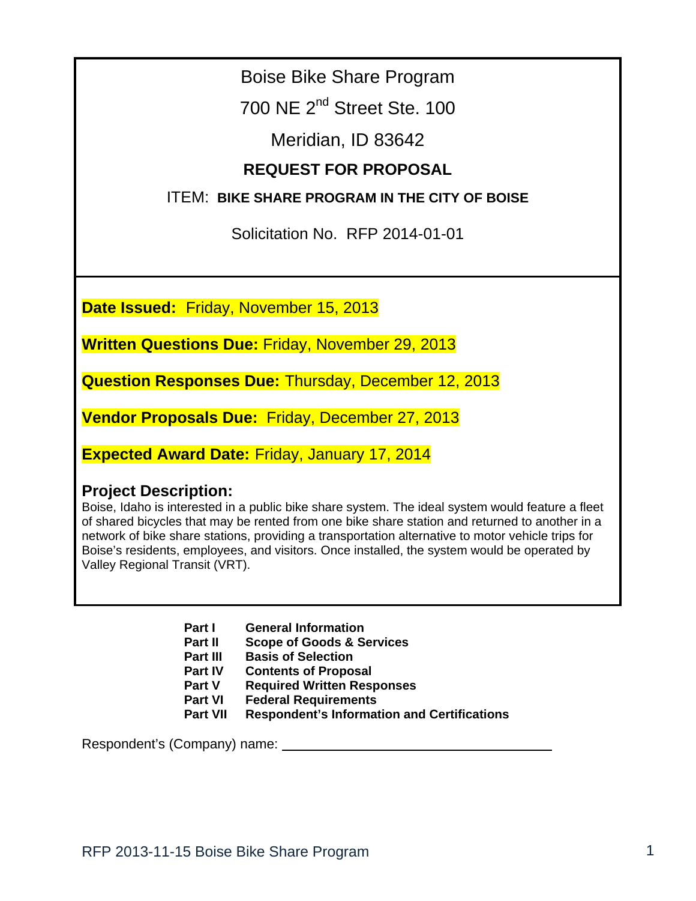Boise Bike Share Program

700 NE 2nd Street Ste. 100

Meridian, ID 83642

# REQUEST FOR PROPOSAL

ITEM: **BIKE SHARE PROGRAM IN THE CITY OF BOISE**

Solicitation No. RFP 2014-01-01

**Date Issued:** Friday, November 15, 2013

**Written Questions Due:** Friday, November 29, 2013

**Question Responses Due:** Thursday, December 12, 2013

**Vendor Proposals Due:** Friday, December 27, 2013

**Expected Award Date:** Friday, January 17, 2014

## Project Description:

Boise, Idaho is interested in a public bike share system. The ideal system would feature a fleet of shared bicycles that may be rented from one bike share station and returned to another in a network of bike share stations, providing a transportation alternative to motor vehicle trips for Boise's residents, employees, and visitors. Once installed, the system would be operated by Valley Regional Transit (VRT).

| | |
|---|---|
| **Part I** | **General Information** |
| **Part II** | **Scope of Goods & Services** |
| **Part III** | **Basis of Selection** |
| **Part IV** | **Contents of Proposal** |
| **Part V** | **Required Written Responses** |
| **Part VI** | **Federal Requirements** |
| **Part VII** | **Respondent's Information and Certifications** |

Respondent's (Company) name: ____________________________________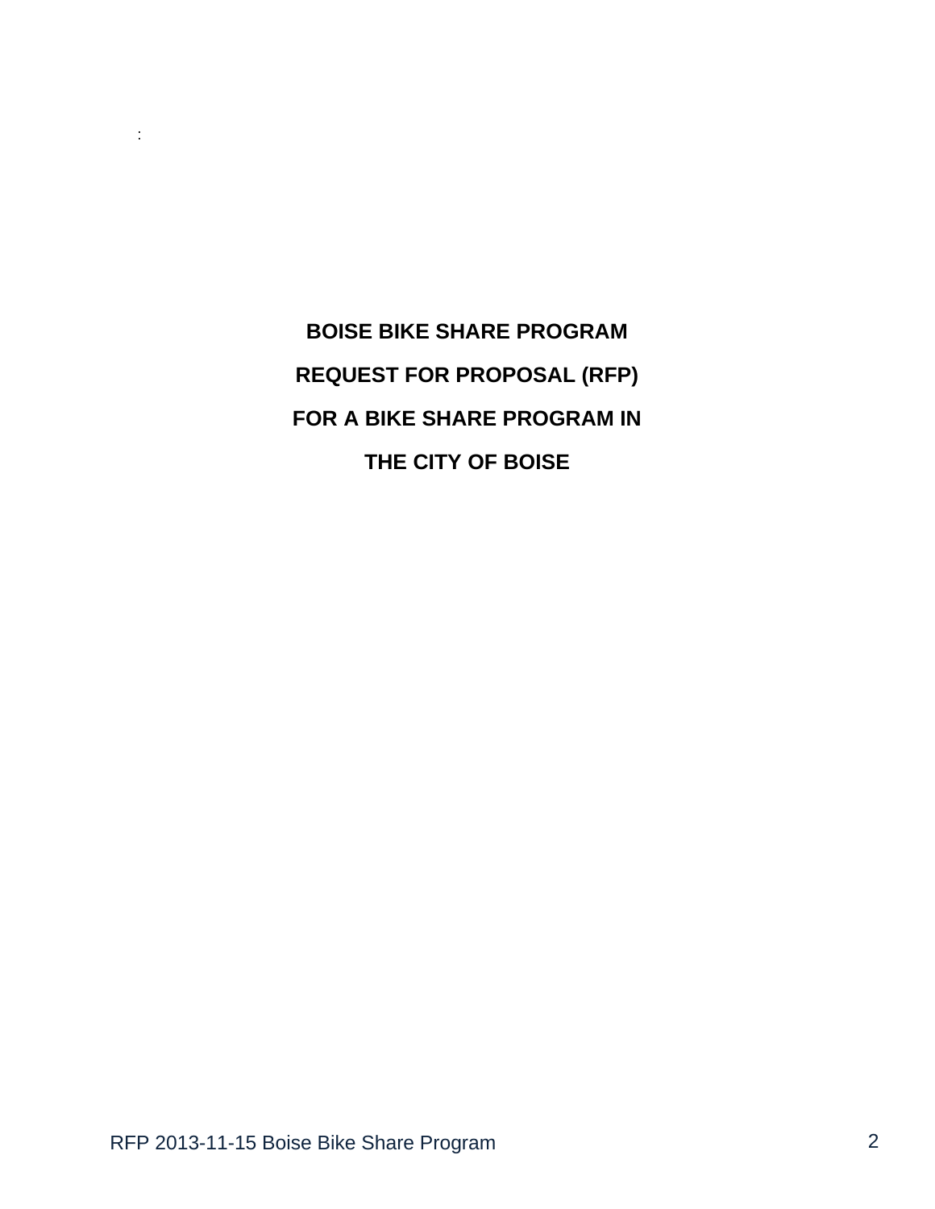:

**BOISE BIKE SHARE PROGRAM**

**REQUEST FOR PROPOSAL (RFP)**

**FOR A BIKE SHARE PROGRAM IN**

**THE CITY OF BOISE**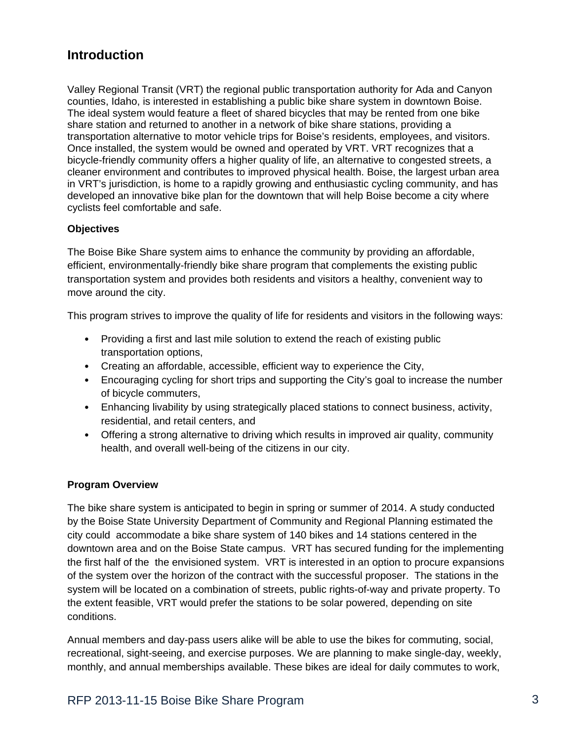## Introduction

Valley Regional Transit (VRT) the regional public transportation authority for Ada and Canyon counties, Idaho, is interested in establishing a public bike share system in downtown Boise. The ideal system would feature a fleet of shared bicycles that may be rented from one bike share station and returned to another in a network of bike share stations, providing a transportation alternative to motor vehicle trips for Boise's residents, employees, and visitors. Once installed, the system would be owned and operated by VRT. VRT recognizes that a bicycle-friendly community offers a higher quality of life, an alternative to congested streets, a cleaner environment and contributes to improved physical health. Boise, the largest urban area in VRT's jurisdiction, is home to a rapidly growing and enthusiastic cycling community, and has developed an innovative bike plan for the downtown that will help Boise become a city where cyclists feel comfortable and safe.

**Objectives**

The Boise Bike Share system aims to enhance the community by providing an affordable, efficient, environmentally-friendly bike share program that complements the existing public transportation system and provides both residents and visitors a healthy, convenient way to move around the city.

This program strives to improve the quality of life for residents and visitors in the following ways:

- Providing a first and last mile solution to extend the reach of existing public transportation options,
- Creating an affordable, accessible, efficient way to experience the City,
- Encouraging cycling for short trips and supporting the City's goal to increase the number of bicycle commuters,
- Enhancing livability by using strategically placed stations to connect business, activity, residential, and retail centers, and
- Offering a strong alternative to driving which results in improved air quality, community health, and overall well-being of the citizens in our city.

**Program Overview**

The bike share system is anticipated to begin in spring or summer of 2014. A study conducted by the Boise State University Department of Community and Regional Planning estimated the city could accommodate a bike share system of 140 bikes and 14 stations centered in the downtown area and on the Boise State campus. VRT has secured funding for the implementing the first half of the the envisioned system. VRT is interested in an option to procure expansions of the system over the horizon of the contract with the successful proposer. The stations in the system will be located on a combination of streets, public rights-of-way and private property. To the extent feasible, VRT would prefer the stations to be solar powered, depending on site conditions.

Annual members and day-pass users alike will be able to use the bikes for commuting, social, recreational, sight-seeing, and exercise purposes. We are planning to make single-day, weekly, monthly, and annual memberships available. These bikes are ideal for daily commutes to work,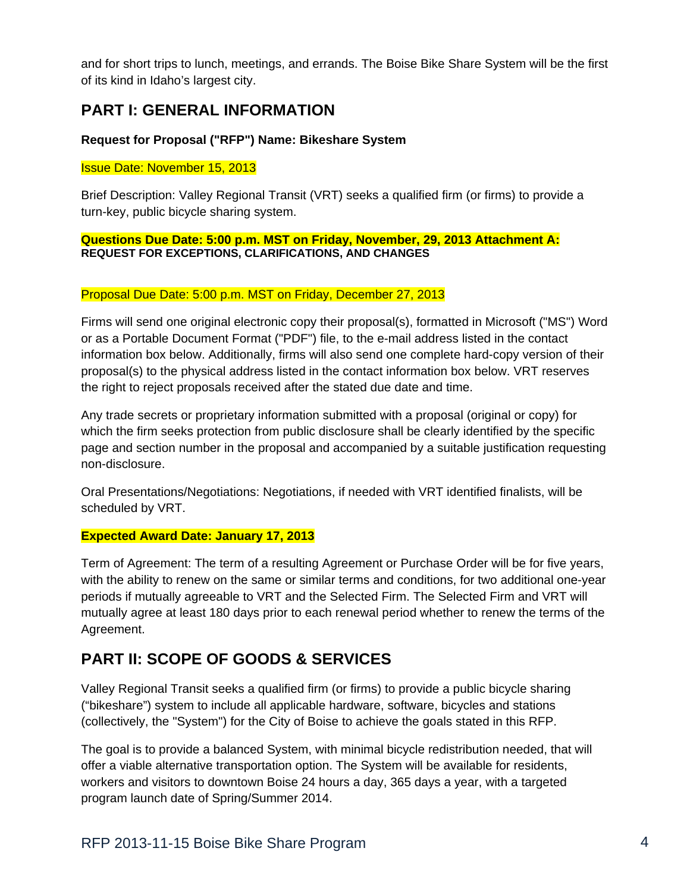and for short trips to lunch, meetings, and errands. The Boise Bike Share System will be the first of its kind in Idaho's largest city.

## PART I: GENERAL INFORMATION

**Request for Proposal ("RFP") Name: Bikeshare System**

Issue Date: November 15, 2013

Brief Description: Valley Regional Transit (VRT) seeks a qualified firm (or firms) to provide a turn-key, public bicycle sharing system.

**Questions Due Date: 5:00 p.m. MST on Friday, November, 29, 2013 Attachment A: REQUEST FOR EXCEPTIONS, CLARIFICATIONS, AND CHANGES**

Proposal Due Date: 5:00 p.m. MST on Friday, December 27, 2013

Firms will send one original electronic copy their proposal(s), formatted in Microsoft ("MS") Word or as a Portable Document Format ("PDF") file, to the e-mail address listed in the contact information box below. Additionally, firms will also send one complete hard-copy version of their proposal(s) to the physical address listed in the contact information box below. VRT reserves the right to reject proposals received after the stated due date and time.

Any trade secrets or proprietary information submitted with a proposal (original or copy) for which the firm seeks protection from public disclosure shall be clearly identified by the specific page and section number in the proposal and accompanied by a suitable justification requesting non-disclosure.

Oral Presentations/Negotiations: Negotiations, if needed with VRT identified finalists, will be scheduled by VRT.

**Expected Award Date: January 17, 2013**

Term of Agreement: The term of a resulting Agreement or Purchase Order will be for five years, with the ability to renew on the same or similar terms and conditions, for two additional one-year periods if mutually agreeable to VRT and the Selected Firm. The Selected Firm and VRT will mutually agree at least 180 days prior to each renewal period whether to renew the terms of the Agreement.

## PART II: SCOPE OF GOODS & SERVICES

Valley Regional Transit seeks a qualified firm (or firms) to provide a public bicycle sharing ("bikeshare") system to include all applicable hardware, software, bicycles and stations (collectively, the "System") for the City of Boise to achieve the goals stated in this RFP.

The goal is to provide a balanced System, with minimal bicycle redistribution needed, that will offer a viable alternative transportation option. The System will be available for residents, workers and visitors to downtown Boise 24 hours a day, 365 days a year, with a targeted program launch date of Spring/Summer 2014.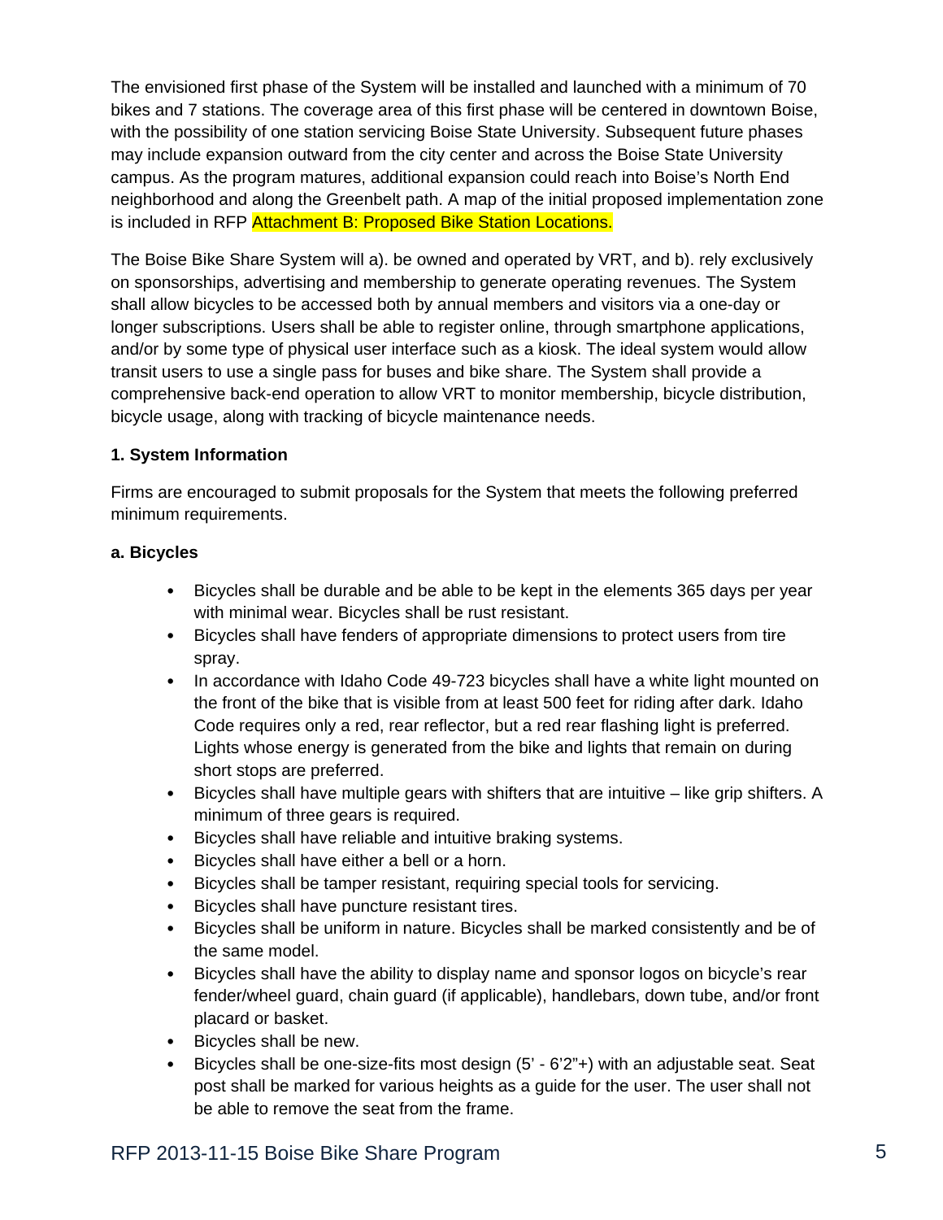The envisioned first phase of the System will be installed and launched with a minimum of 70 bikes and 7 stations. The coverage area of this first phase will be centered in downtown Boise, with the possibility of one station servicing Boise State University. Subsequent future phases may include expansion outward from the city center and across the Boise State University campus. As the program matures, additional expansion could reach into Boise's North End neighborhood and along the Greenbelt path. A map of the initial proposed implementation zone is included in RFP Attachment B: Proposed Bike Station Locations.

The Boise Bike Share System will a). be owned and operated by VRT, and b). rely exclusively on sponsorships, advertising and membership to generate operating revenues. The System shall allow bicycles to be accessed both by annual members and visitors via a one-day or longer subscriptions. Users shall be able to register online, through smartphone applications, and/or by some type of physical user interface such as a kiosk. The ideal system would allow transit users to use a single pass for buses and bike share. The System shall provide a comprehensive back-end operation to allow VRT to monitor membership, bicycle distribution, bicycle usage, along with tracking of bicycle maintenance needs.

**1. System Information**

Firms are encouraged to submit proposals for the System that meets the following preferred minimum requirements.

**a. Bicycles**

- Bicycles shall be durable and be able to be kept in the elements 365 days per year with minimal wear. Bicycles shall be rust resistant.
- Bicycles shall have fenders of appropriate dimensions to protect users from tire spray.
- In accordance with Idaho Code 49-723 bicycles shall have a white light mounted on the front of the bike that is visible from at least 500 feet for riding after dark. Idaho Code requires only a red, rear reflector, but a red rear flashing light is preferred. Lights whose energy is generated from the bike and lights that remain on during short stops are preferred.
- Bicycles shall have multiple gears with shifters that are intuitive – like grip shifters. A minimum of three gears is required.
- Bicycles shall have reliable and intuitive braking systems.
- Bicycles shall have either a bell or a horn.
- Bicycles shall be tamper resistant, requiring special tools for servicing.
- Bicycles shall have puncture resistant tires.
- Bicycles shall be uniform in nature. Bicycles shall be marked consistently and be of the same model.
- Bicycles shall have the ability to display name and sponsor logos on bicycle's rear fender/wheel guard, chain guard (if applicable), handlebars, down tube, and/or front placard or basket.
- Bicycles shall be new.
- Bicycles shall be one-size-fits most design (5' - 6'2"+) with an adjustable seat. Seat post shall be marked for various heights as a guide for the user. The user shall not be able to remove the seat from the frame.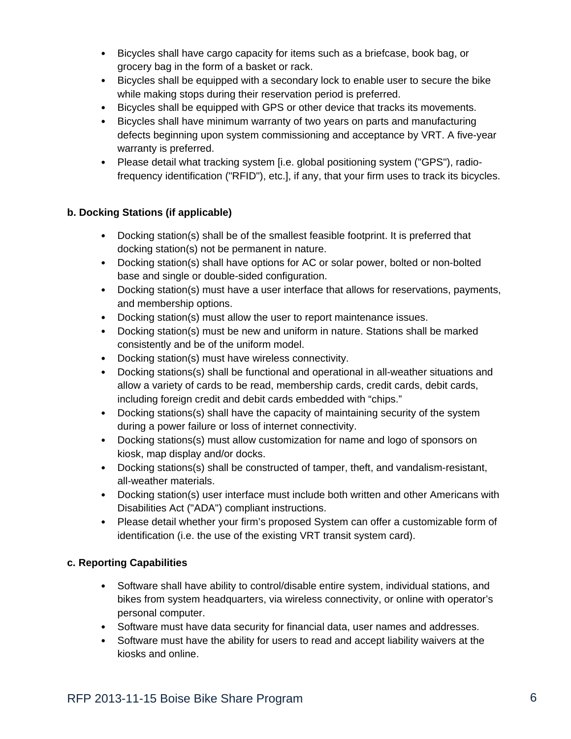- Bicycles shall have cargo capacity for items such as a briefcase, book bag, or grocery bag in the form of a basket or rack.
- Bicycles shall be equipped with a secondary lock to enable user to secure the bike while making stops during their reservation period is preferred.
- Bicycles shall be equipped with GPS or other device that tracks its movements.
- Bicycles shall have minimum warranty of two years on parts and manufacturing defects beginning upon system commissioning and acceptance by VRT. A five-year warranty is preferred.
- Please detail what tracking system [i.e. global positioning system ("GPS"), radio-frequency identification ("RFID"), etc.], if any, that your firm uses to track its bicycles.

**b. Docking Stations (if applicable)**

- Docking station(s) shall be of the smallest feasible footprint. It is preferred that docking station(s) not be permanent in nature.
- Docking station(s) shall have options for AC or solar power, bolted or non-bolted base and single or double-sided configuration.
- Docking station(s) must have a user interface that allows for reservations, payments, and membership options.
- Docking station(s) must allow the user to report maintenance issues.
- Docking station(s) must be new and uniform in nature. Stations shall be marked consistently and be of the uniform model.
- Docking station(s) must have wireless connectivity.
- Docking stations(s) shall be functional and operational in all-weather situations and allow a variety of cards to be read, membership cards, credit cards, debit cards, including foreign credit and debit cards embedded with "chips."
- Docking stations(s) shall have the capacity of maintaining security of the system during a power failure or loss of internet connectivity.
- Docking stations(s) must allow customization for name and logo of sponsors on kiosk, map display and/or docks.
- Docking stations(s) shall be constructed of tamper, theft, and vandalism-resistant, all-weather materials.
- Docking station(s) user interface must include both written and other Americans with Disabilities Act ("ADA") compliant instructions.
- Please detail whether your firm's proposed System can offer a customizable form of identification (i.e. the use of the existing VRT transit system card).

**c. Reporting Capabilities**

- Software shall have ability to control/disable entire system, individual stations, and bikes from system headquarters, via wireless connectivity, or online with operator's personal computer.
- Software must have data security for financial data, user names and addresses.
- Software must have the ability for users to read and accept liability waivers at the kiosks and online.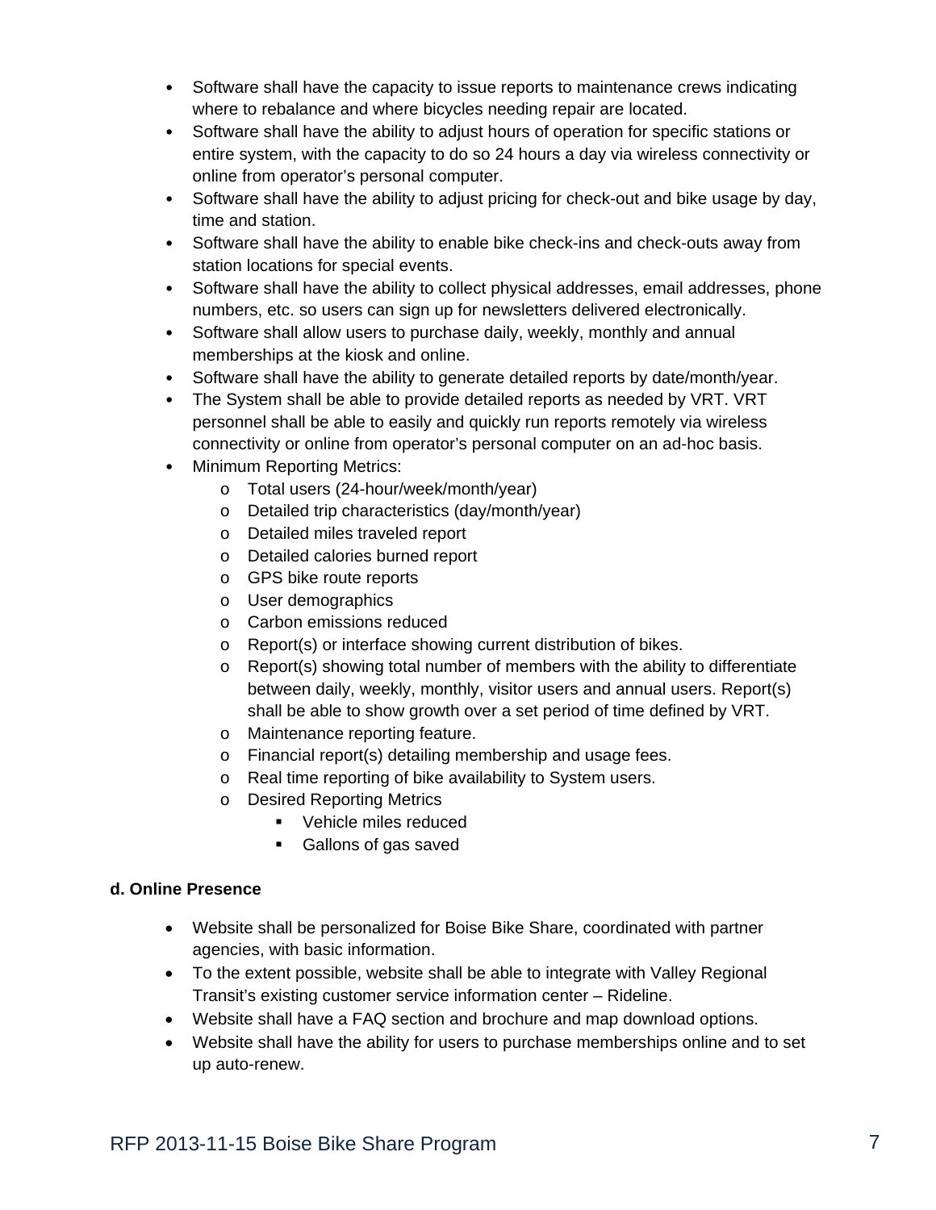- Software shall have the capacity to issue reports to maintenance crews indicating where to rebalance and where bicycles needing repair are located.
- Software shall have the ability to adjust hours of operation for specific stations or entire system, with the capacity to do so 24 hours a day via wireless connectivity or online from operator's personal computer.
- Software shall have the ability to adjust pricing for check-out and bike usage by day, time and station.
- Software shall have the ability to enable bike check-ins and check-outs away from station locations for special events.
- Software shall have the ability to collect physical addresses, email addresses, phone numbers, etc. so users can sign up for newsletters delivered electronically.
- Software shall allow users to purchase daily, weekly, monthly and annual memberships at the kiosk and online.
- Software shall have the ability to generate detailed reports by date/month/year.
- The System shall be able to provide detailed reports as needed by VRT. VRT personnel shall be able to easily and quickly run reports remotely via wireless connectivity or online from operator's personal computer on an ad-hoc basis.
- Minimum Reporting Metrics:
    - Total users (24-hour/week/month/year)
    - Detailed trip characteristics (day/month/year)
    - Detailed miles traveled report
    - Detailed calories burned report
    - GPS bike route reports
    - User demographics
    - Carbon emissions reduced
    - Report(s) or interface showing current distribution of bikes.
    - Report(s) showing total number of members with the ability to differentiate between daily, weekly, monthly, visitor users and annual users. Report(s) shall be able to show growth over a set period of time defined by VRT.
    - Maintenance reporting feature.
    - Financial report(s) detailing membership and usage fees.
    - Real time reporting of bike availability to System users.
    - Desired Reporting Metrics
        - Vehicle miles reduced
        - Gallons of gas saved

**d. Online Presence**

- Website shall be personalized for Boise Bike Share, coordinated with partner agencies, with basic information.
- To the extent possible, website shall be able to integrate with Valley Regional Transit's existing customer service information center – Rideline.
- Website shall have a FAQ section and brochure and map download options.
- Website shall have the ability for users to purchase memberships online and to set up auto-renew.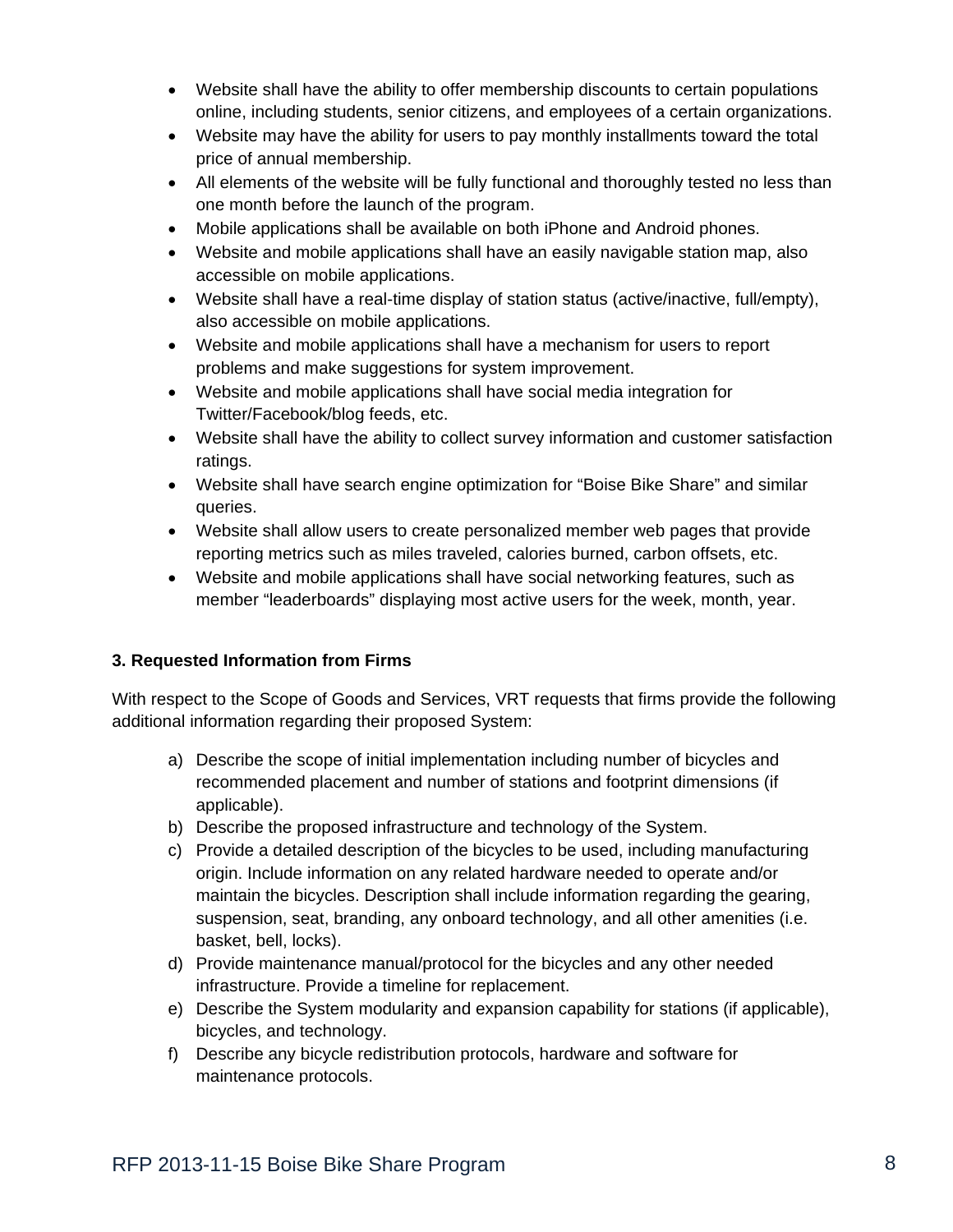- Website shall have the ability to offer membership discounts to certain populations online, including students, senior citizens, and employees of a certain organizations.
- Website may have the ability for users to pay monthly installments toward the total price of annual membership.
- All elements of the website will be fully functional and thoroughly tested no less than one month before the launch of the program.
- Mobile applications shall be available on both iPhone and Android phones.
- Website and mobile applications shall have an easily navigable station map, also accessible on mobile applications.
- Website shall have a real-time display of station status (active/inactive, full/empty), also accessible on mobile applications.
- Website and mobile applications shall have a mechanism for users to report problems and make suggestions for system improvement.
- Website and mobile applications shall have social media integration for Twitter/Facebook/blog feeds, etc.
- Website shall have the ability to collect survey information and customer satisfaction ratings.
- Website shall have search engine optimization for "Boise Bike Share" and similar queries.
- Website shall allow users to create personalized member web pages that provide reporting metrics such as miles traveled, calories burned, carbon offsets, etc.
- Website and mobile applications shall have social networking features, such as member "leaderboards" displaying most active users for the week, month, year.

**3. Requested Information from Firms**

With respect to the Scope of Goods and Services, VRT requests that firms provide the following additional information regarding their proposed System:

a) Describe the scope of initial implementation including number of bicycles and recommended placement and number of stations and footprint dimensions (if applicable).
b) Describe the proposed infrastructure and technology of the System.
c) Provide a detailed description of the bicycles to be used, including manufacturing origin. Include information on any related hardware needed to operate and/or maintain the bicycles. Description shall include information regarding the gearing, suspension, seat, branding, any onboard technology, and all other amenities (i.e. basket, bell, locks).
d) Provide maintenance manual/protocol for the bicycles and any other needed infrastructure. Provide a timeline for replacement.
e) Describe the System modularity and expansion capability for stations (if applicable), bicycles, and technology.
f) Describe any bicycle redistribution protocols, hardware and software for maintenance protocols.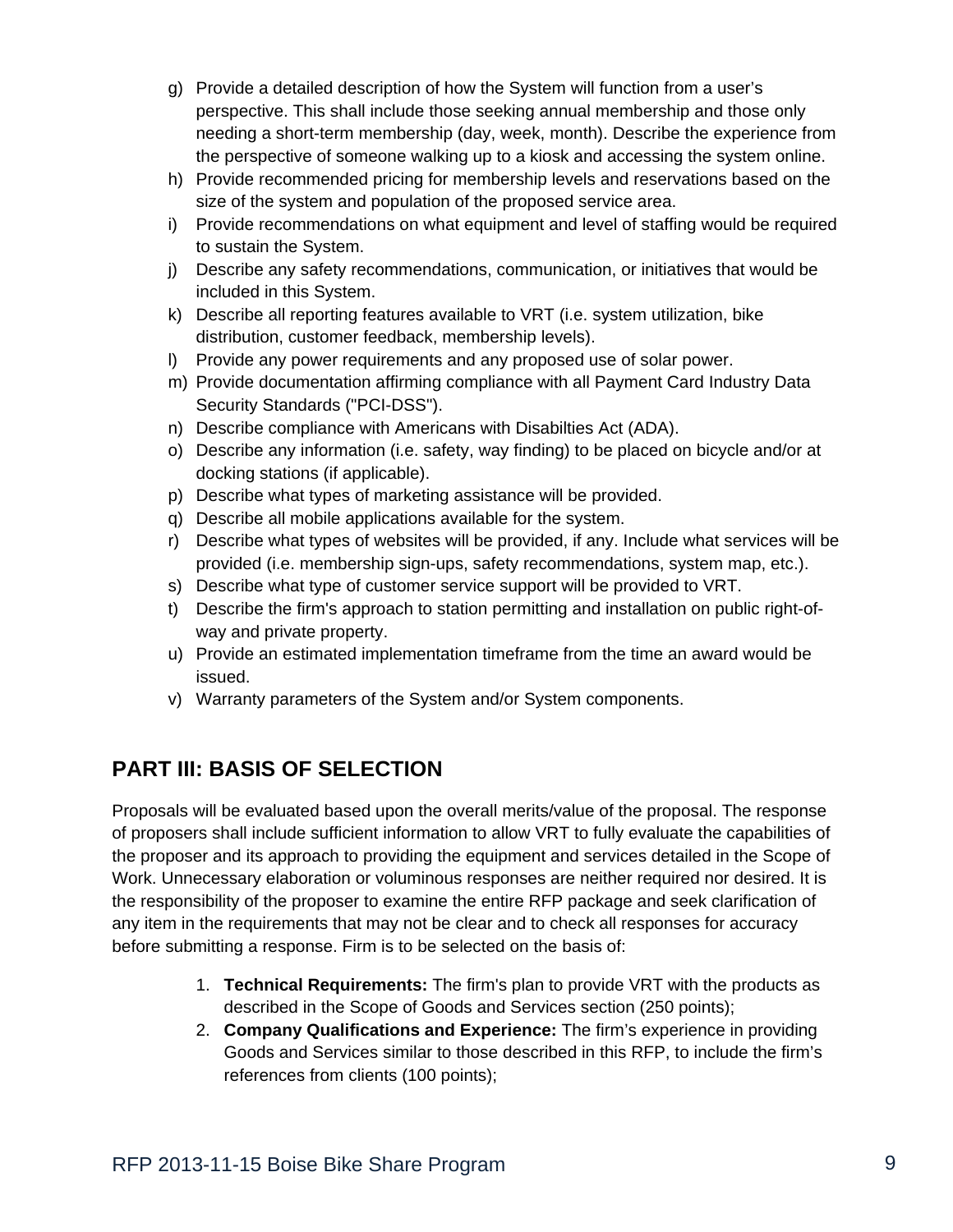g) Provide a detailed description of how the System will function from a user's perspective. This shall include those seeking annual membership and those only needing a short-term membership (day, week, month). Describe the experience from the perspective of someone walking up to a kiosk and accessing the system online.
h) Provide recommended pricing for membership levels and reservations based on the size of the system and population of the proposed service area.
i) Provide recommendations on what equipment and level of staffing would be required to sustain the System.
j) Describe any safety recommendations, communication, or initiatives that would be included in this System.
k) Describe all reporting features available to VRT (i.e. system utilization, bike distribution, customer feedback, membership levels).
l) Provide any power requirements and any proposed use of solar power.
m) Provide documentation affirming compliance with all Payment Card Industry Data Security Standards ("PCI-DSS").
n) Describe compliance with Americans with Disabilties Act (ADA).
o) Describe any information (i.e. safety, way finding) to be placed on bicycle and/or at docking stations (if applicable).
p) Describe what types of marketing assistance will be provided.
q) Describe all mobile applications available for the system.
r) Describe what types of websites will be provided, if any. Include what services will be provided (i.e. membership sign-ups, safety recommendations, system map, etc.).
s) Describe what type of customer service support will be provided to VRT.
t) Describe the firm's approach to station permitting and installation on public right-of-way and private property.
u) Provide an estimated implementation timeframe from the time an award would be issued.
v) Warranty parameters of the System and/or System components.

## PART III: BASIS OF SELECTION

Proposals will be evaluated based upon the overall merits/value of the proposal. The response of proposers shall include sufficient information to allow VRT to fully evaluate the capabilities of the proposer and its approach to providing the equipment and services detailed in the Scope of Work. Unnecessary elaboration or voluminous responses are neither required nor desired. It is the responsibility of the proposer to examine the entire RFP package and seek clarification of any item in the requirements that may not be clear and to check all responses for accuracy before submitting a response. Firm is to be selected on the basis of:

1. **Technical Requirements:** The firm's plan to provide VRT with the products as described in the Scope of Goods and Services section (250 points);
2. **Company Qualifications and Experience:** The firm's experience in providing Goods and Services similar to those described in this RFP, to include the firm's references from clients (100 points);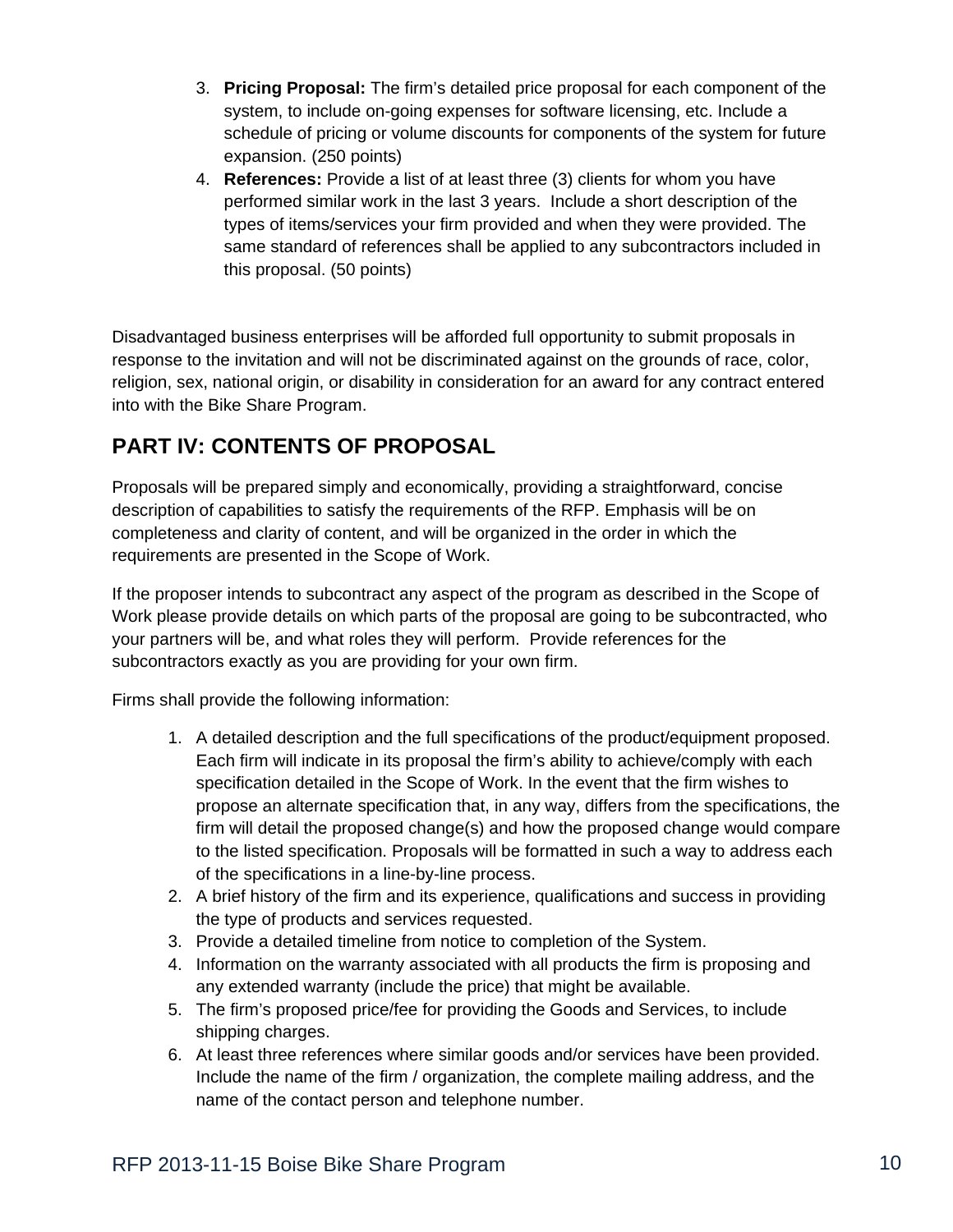3. **Pricing Proposal:** The firm's detailed price proposal for each component of the system, to include on-going expenses for software licensing, etc. Include a schedule of pricing or volume discounts for components of the system for future expansion. (250 points)
4. **References:** Provide a list of at least three (3) clients for whom you have performed similar work in the last 3 years. Include a short description of the types of items/services your firm provided and when they were provided. The same standard of references shall be applied to any subcontractors included in this proposal. (50 points)

Disadvantaged business enterprises will be afforded full opportunity to submit proposals in response to the invitation and will not be discriminated against on the grounds of race, color, religion, sex, national origin, or disability in consideration for an award for any contract entered into with the Bike Share Program.

## PART IV: CONTENTS OF PROPOSAL

Proposals will be prepared simply and economically, providing a straightforward, concise description of capabilities to satisfy the requirements of the RFP. Emphasis will be on completeness and clarity of content, and will be organized in the order in which the requirements are presented in the Scope of Work.

If the proposer intends to subcontract any aspect of the program as described in the Scope of Work please provide details on which parts of the proposal are going to be subcontracted, who your partners will be, and what roles they will perform. Provide references for the subcontractors exactly as you are providing for your own firm.

Firms shall provide the following information:

1. A detailed description and the full specifications of the product/equipment proposed. Each firm will indicate in its proposal the firm's ability to achieve/comply with each specification detailed in the Scope of Work. In the event that the firm wishes to propose an alternate specification that, in any way, differs from the specifications, the firm will detail the proposed change(s) and how the proposed change would compare to the listed specification. Proposals will be formatted in such a way to address each of the specifications in a line-by-line process.
2. A brief history of the firm and its experience, qualifications and success in providing the type of products and services requested.
3. Provide a detailed timeline from notice to completion of the System.
4. Information on the warranty associated with all products the firm is proposing and any extended warranty (include the price) that might be available.
5. The firm's proposed price/fee for providing the Goods and Services, to include shipping charges.
6. At least three references where similar goods and/or services have been provided. Include the name of the firm / organization, the complete mailing address, and the name of the contact person and telephone number.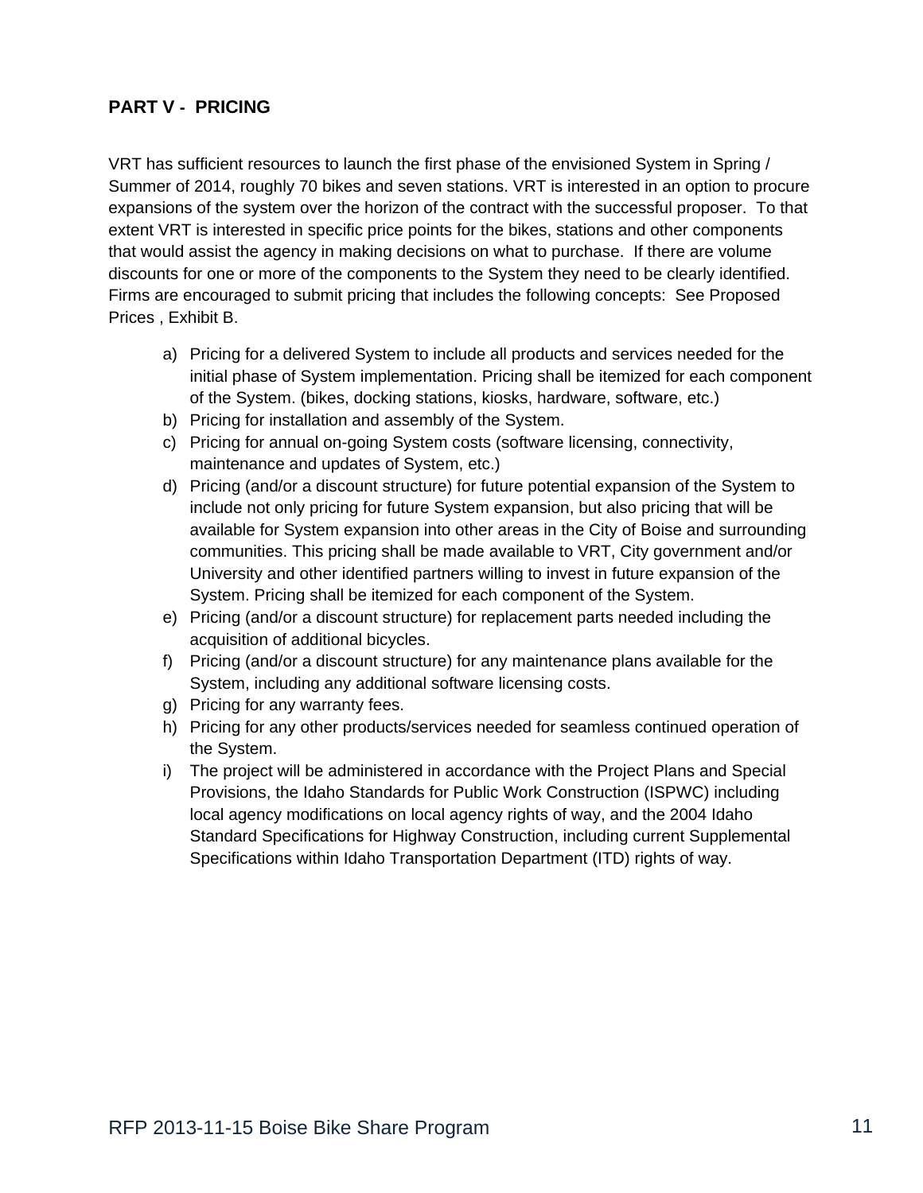## PART V - PRICING

VRT has sufficient resources to launch the first phase of the envisioned System in Spring / Summer of 2014, roughly 70 bikes and seven stations. VRT is interested in an option to procure expansions of the system over the horizon of the contract with the successful proposer. To that extent VRT is interested in specific price points for the bikes, stations and other components that would assist the agency in making decisions on what to purchase. If there are volume discounts for one or more of the components to the System they need to be clearly identified. Firms are encouraged to submit pricing that includes the following concepts: See Proposed Prices , Exhibit B.

a) Pricing for a delivered System to include all products and services needed for the initial phase of System implementation. Pricing shall be itemized for each component of the System. (bikes, docking stations, kiosks, hardware, software, etc.)
b) Pricing for installation and assembly of the System.
c) Pricing for annual on-going System costs (software licensing, connectivity, maintenance and updates of System, etc.)
d) Pricing (and/or a discount structure) for future potential expansion of the System to include not only pricing for future System expansion, but also pricing that will be available for System expansion into other areas in the City of Boise and surrounding communities. This pricing shall be made available to VRT, City government and/or University and other identified partners willing to invest in future expansion of the System. Pricing shall be itemized for each component of the System.
e) Pricing (and/or a discount structure) for replacement parts needed including the acquisition of additional bicycles.
f) Pricing (and/or a discount structure) for any maintenance plans available for the System, including any additional software licensing costs.
g) Pricing for any warranty fees.
h) Pricing for any other products/services needed for seamless continued operation of the System.
i) The project will be administered in accordance with the Project Plans and Special Provisions, the Idaho Standards for Public Work Construction (ISPWC) including local agency modifications on local agency rights of way, and the 2004 Idaho Standard Specifications for Highway Construction, including current Supplemental Specifications within Idaho Transportation Department (ITD) rights of way.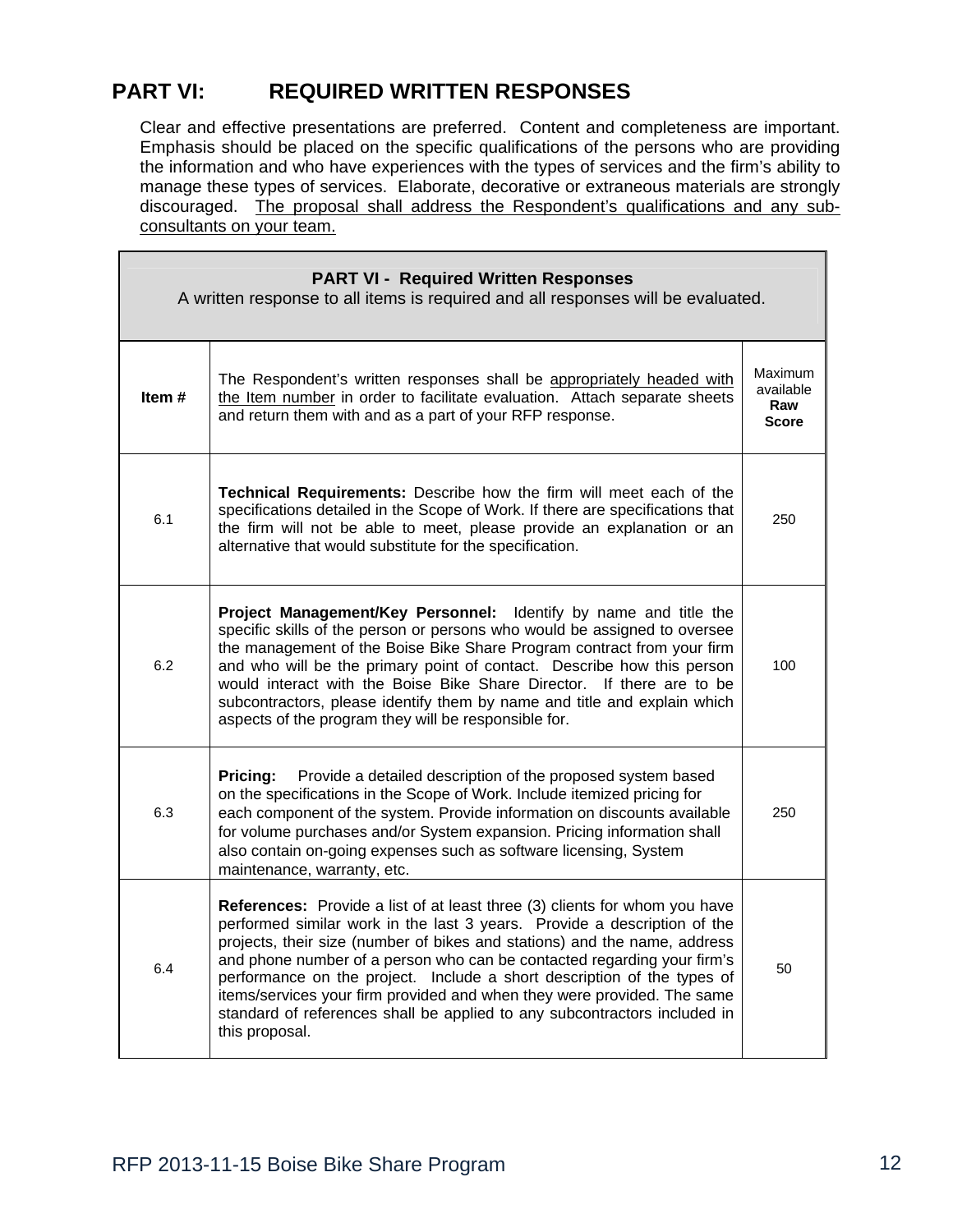## PART VI: REQUIRED WRITTEN RESPONSES

Clear and effective presentations are preferred. Content and completeness are important. Emphasis should be placed on the specific qualifications of the persons who are providing the information and who have experiences with the types of services and the firm's ability to manage these types of services. Elaborate, decorative or extraneous materials are strongly discouraged. The proposal shall address the Respondent's qualifications and any sub-consultants on your team.

**PART VI - Required Written Responses**
A written response to all items is required and all responses will be evaluated.

| Item # | The Respondent's written responses shall be appropriately headed with the Item number in order to facilitate evaluation. Attach separate sheets and return them with and as a part of your RFP response. | Maximum available **Raw Score** |
|---|---|---|
| 6.1 | **Technical Requirements:** Describe how the firm will meet each of the specifications detailed in the Scope of Work. If there are specifications that the firm will not be able to meet, please provide an explanation or an alternative that would substitute for the specification. | 250 |
| 6.2 | **Project Management/Key Personnel:** Identify by name and title the specific skills of the person or persons who would be assigned to oversee the management of the Boise Bike Share Program contract from your firm and who will be the primary point of contact. Describe how this person would interact with the Boise Bike Share Director. If there are to be subcontractors, please identify them by name and title and explain which aspects of the program they will be responsible for. | 100 |
| 6.3 | **Pricing:** Provide a detailed description of the proposed system based on the specifications in the Scope of Work. Include itemized pricing for each component of the system. Provide information on discounts available for volume purchases and/or System expansion. Pricing information shall also contain on-going expenses such as software licensing, System maintenance, warranty, etc. | 250 |
| 6.4 | **References:** Provide a list of at least three (3) clients for whom you have performed similar work in the last 3 years. Provide a description of the projects, their size (number of bikes and stations) and the name, address and phone number of a person who can be contacted regarding your firm's performance on the project. Include a short description of the types of items/services your firm provided and when they were provided. The same standard of references shall be applied to any subcontractors included in this proposal. | 50 |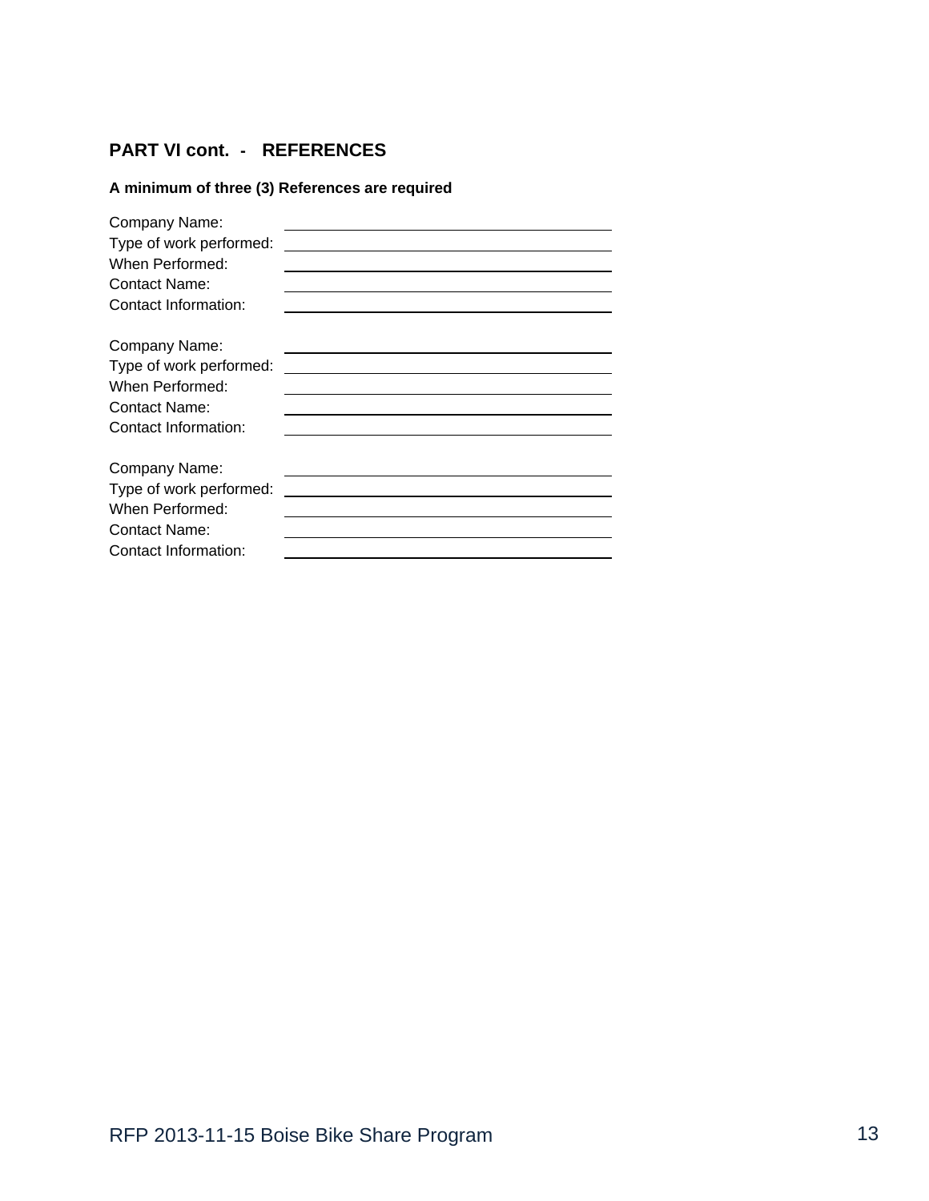## PART VI cont. - REFERENCES

**A minimum of three (3) References are required**

Company Name: ______________________________
Type of work performed: ______________________________
When Performed: ______________________________
Contact Name: ______________________________
Contact Information: ______________________________

Company Name: ______________________________
Type of work performed: ______________________________
When Performed: ______________________________
Contact Name: ______________________________
Contact Information: ______________________________

Company Name: ______________________________
Type of work performed: ______________________________
When Performed: ______________________________
Contact Name: ______________________________
Contact Information: ______________________________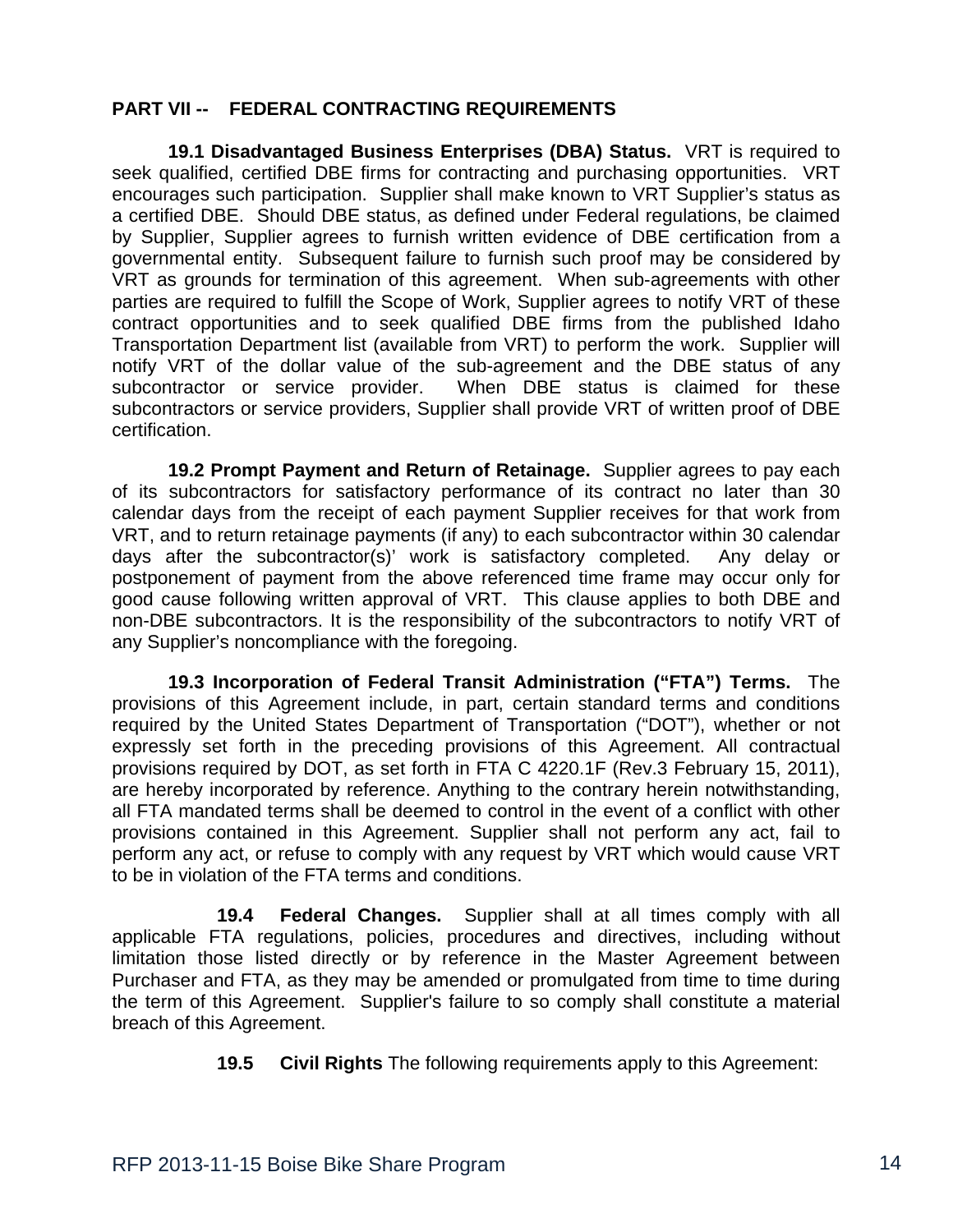## PART VII -- FEDERAL CONTRACTING REQUIREMENTS

**19.1 Disadvantaged Business Enterprises (DBA) Status.** VRT is required to seek qualified, certified DBE firms for contracting and purchasing opportunities. VRT encourages such participation. Supplier shall make known to VRT Supplier's status as a certified DBE. Should DBE status, as defined under Federal regulations, be claimed by Supplier, Supplier agrees to furnish written evidence of DBE certification from a governmental entity. Subsequent failure to furnish such proof may be considered by VRT as grounds for termination of this agreement. When sub-agreements with other parties are required to fulfill the Scope of Work, Supplier agrees to notify VRT of these contract opportunities and to seek qualified DBE firms from the published Idaho Transportation Department list (available from VRT) to perform the work. Supplier will notify VRT of the dollar value of the sub-agreement and the DBE status of any subcontractor or service provider. When DBE status is claimed for these subcontractors or service providers, Supplier shall provide VRT of written proof of DBE certification.

**19.2 Prompt Payment and Return of Retainage.** Supplier agrees to pay each of its subcontractors for satisfactory performance of its contract no later than 30 calendar days from the receipt of each payment Supplier receives for that work from VRT, and to return retainage payments (if any) to each subcontractor within 30 calendar days after the subcontractor(s)' work is satisfactory completed. Any delay or postponement of payment from the above referenced time frame may occur only for good cause following written approval of VRT. This clause applies to both DBE and non-DBE subcontractors. It is the responsibility of the subcontractors to notify VRT of any Supplier's noncompliance with the foregoing.

**19.3 Incorporation of Federal Transit Administration ("FTA") Terms.** The provisions of this Agreement include, in part, certain standard terms and conditions required by the United States Department of Transportation ("DOT"), whether or not expressly set forth in the preceding provisions of this Agreement. All contractual provisions required by DOT, as set forth in FTA C 4220.1F (Rev.3 February 15, 2011), are hereby incorporated by reference. Anything to the contrary herein notwithstanding, all FTA mandated terms shall be deemed to control in the event of a conflict with other provisions contained in this Agreement. Supplier shall not perform any act, fail to perform any act, or refuse to comply with any request by VRT which would cause VRT to be in violation of the FTA terms and conditions.

**19.4 Federal Changes.** Supplier shall at all times comply with all applicable FTA regulations, policies, procedures and directives, including without limitation those listed directly or by reference in the Master Agreement between Purchaser and FTA, as they may be amended or promulgated from time to time during the term of this Agreement. Supplier's failure to so comply shall constitute a material breach of this Agreement.

**19.5 Civil Rights** The following requirements apply to this Agreement: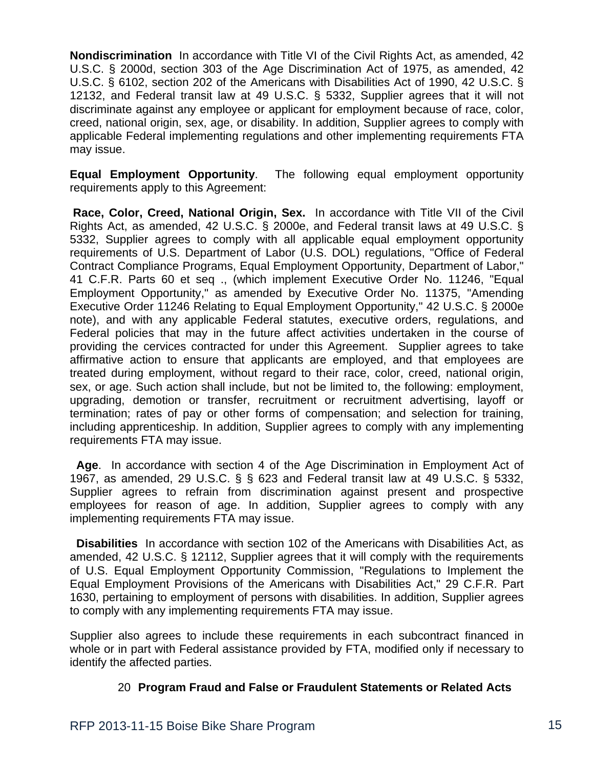**Nondiscrimination** In accordance with Title VI of the Civil Rights Act, as amended, 42 U.S.C. § 2000d, section 303 of the Age Discrimination Act of 1975, as amended, 42 U.S.C. § 6102, section 202 of the Americans with Disabilities Act of 1990, 42 U.S.C. § 12132, and Federal transit law at 49 U.S.C. § 5332, Supplier agrees that it will not discriminate against any employee or applicant for employment because of race, color, creed, national origin, sex, age, or disability. In addition, Supplier agrees to comply with applicable Federal implementing regulations and other implementing requirements FTA may issue.

**Equal Employment Opportunity**. The following equal employment opportunity requirements apply to this Agreement:

**Race, Color, Creed, National Origin, Sex.** In accordance with Title VII of the Civil Rights Act, as amended, 42 U.S.C. § 2000e, and Federal transit laws at 49 U.S.C. § 5332, Supplier agrees to comply with all applicable equal employment opportunity requirements of U.S. Department of Labor (U.S. DOL) regulations, "Office of Federal Contract Compliance Programs, Equal Employment Opportunity, Department of Labor," 41 C.F.R. Parts 60 et seq ., (which implement Executive Order No. 11246, "Equal Employment Opportunity," as amended by Executive Order No. 11375, "Amending Executive Order 11246 Relating to Equal Employment Opportunity," 42 U.S.C. § 2000e note), and with any applicable Federal statutes, executive orders, regulations, and Federal policies that may in the future affect activities undertaken in the course of providing the cervices contracted for under this Agreement. Supplier agrees to take affirmative action to ensure that applicants are employed, and that employees are treated during employment, without regard to their race, color, creed, national origin, sex, or age. Such action shall include, but not be limited to, the following: employment, upgrading, demotion or transfer, recruitment or recruitment advertising, layoff or termination; rates of pay or other forms of compensation; and selection for training, including apprenticeship. In addition, Supplier agrees to comply with any implementing requirements FTA may issue.

**Age**. In accordance with section 4 of the Age Discrimination in Employment Act of 1967, as amended, 29 U.S.C. § § 623 and Federal transit law at 49 U.S.C. § 5332, Supplier agrees to refrain from discrimination against present and prospective employees for reason of age. In addition, Supplier agrees to comply with any implementing requirements FTA may issue.

**Disabilities** In accordance with section 102 of the Americans with Disabilities Act, as amended, 42 U.S.C. § 12112, Supplier agrees that it will comply with the requirements of U.S. Equal Employment Opportunity Commission, "Regulations to Implement the Equal Employment Provisions of the Americans with Disabilities Act," 29 C.F.R. Part 1630, pertaining to employment of persons with disabilities. In addition, Supplier agrees to comply with any implementing requirements FTA may issue.

Supplier also agrees to include these requirements in each subcontract financed in whole or in part with Federal assistance provided by FTA, modified only if necessary to identify the affected parties.

20 **Program Fraud and False or Fraudulent Statements or Related Acts**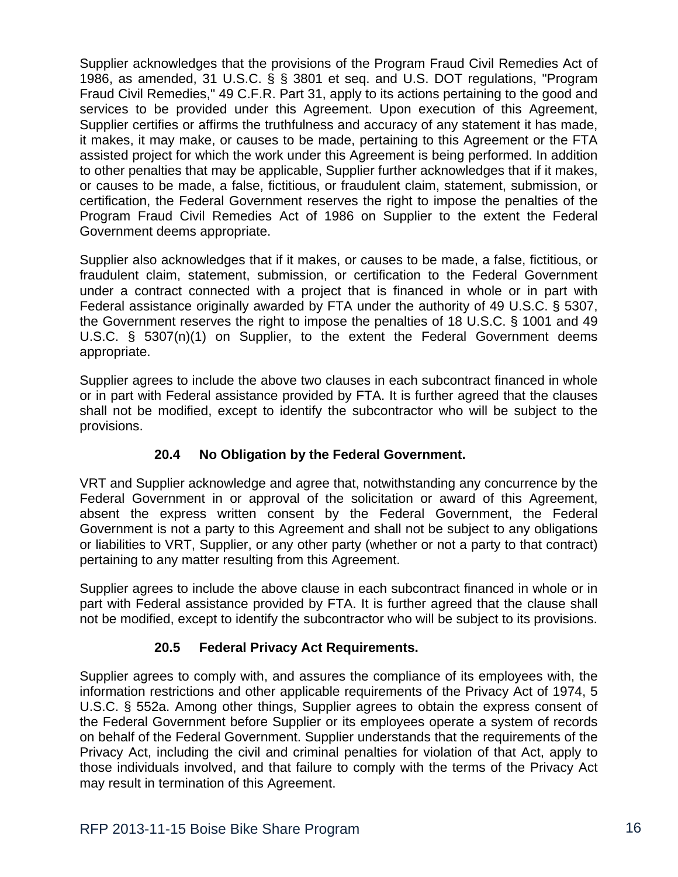Supplier acknowledges that the provisions of the Program Fraud Civil Remedies Act of 1986, as amended, 31 U.S.C. § § 3801 et seq. and U.S. DOT regulations, "Program Fraud Civil Remedies," 49 C.F.R. Part 31, apply to its actions pertaining to the good and services to be provided under this Agreement. Upon execution of this Agreement, Supplier certifies or affirms the truthfulness and accuracy of any statement it has made, it makes, it may make, or causes to be made, pertaining to this Agreement or the FTA assisted project for which the work under this Agreement is being performed. In addition to other penalties that may be applicable, Supplier further acknowledges that if it makes, or causes to be made, a false, fictitious, or fraudulent claim, statement, submission, or certification, the Federal Government reserves the right to impose the penalties of the Program Fraud Civil Remedies Act of 1986 on Supplier to the extent the Federal Government deems appropriate.

Supplier also acknowledges that if it makes, or causes to be made, a false, fictitious, or fraudulent claim, statement, submission, or certification to the Federal Government under a contract connected with a project that is financed in whole or in part with Federal assistance originally awarded by FTA under the authority of 49 U.S.C. § 5307, the Government reserves the right to impose the penalties of 18 U.S.C. § 1001 and 49 U.S.C. § 5307(n)(1) on Supplier, to the extent the Federal Government deems appropriate.

Supplier agrees to include the above two clauses in each subcontract financed in whole or in part with Federal assistance provided by FTA. It is further agreed that the clauses shall not be modified, except to identify the subcontractor who will be subject to the provisions.

### 20.4 No Obligation by the Federal Government.

VRT and Supplier acknowledge and agree that, notwithstanding any concurrence by the Federal Government in or approval of the solicitation or award of this Agreement, absent the express written consent by the Federal Government, the Federal Government is not a party to this Agreement and shall not be subject to any obligations or liabilities to VRT, Supplier, or any other party (whether or not a party to that contract) pertaining to any matter resulting from this Agreement.

Supplier agrees to include the above clause in each subcontract financed in whole or in part with Federal assistance provided by FTA. It is further agreed that the clause shall not be modified, except to identify the subcontractor who will be subject to its provisions.

### 20.5 Federal Privacy Act Requirements.

Supplier agrees to comply with, and assures the compliance of its employees with, the information restrictions and other applicable requirements of the Privacy Act of 1974, 5 U.S.C. § 552a. Among other things, Supplier agrees to obtain the express consent of the Federal Government before Supplier or its employees operate a system of records on behalf of the Federal Government. Supplier understands that the requirements of the Privacy Act, including the civil and criminal penalties for violation of that Act, apply to those individuals involved, and that failure to comply with the terms of the Privacy Act may result in termination of this Agreement.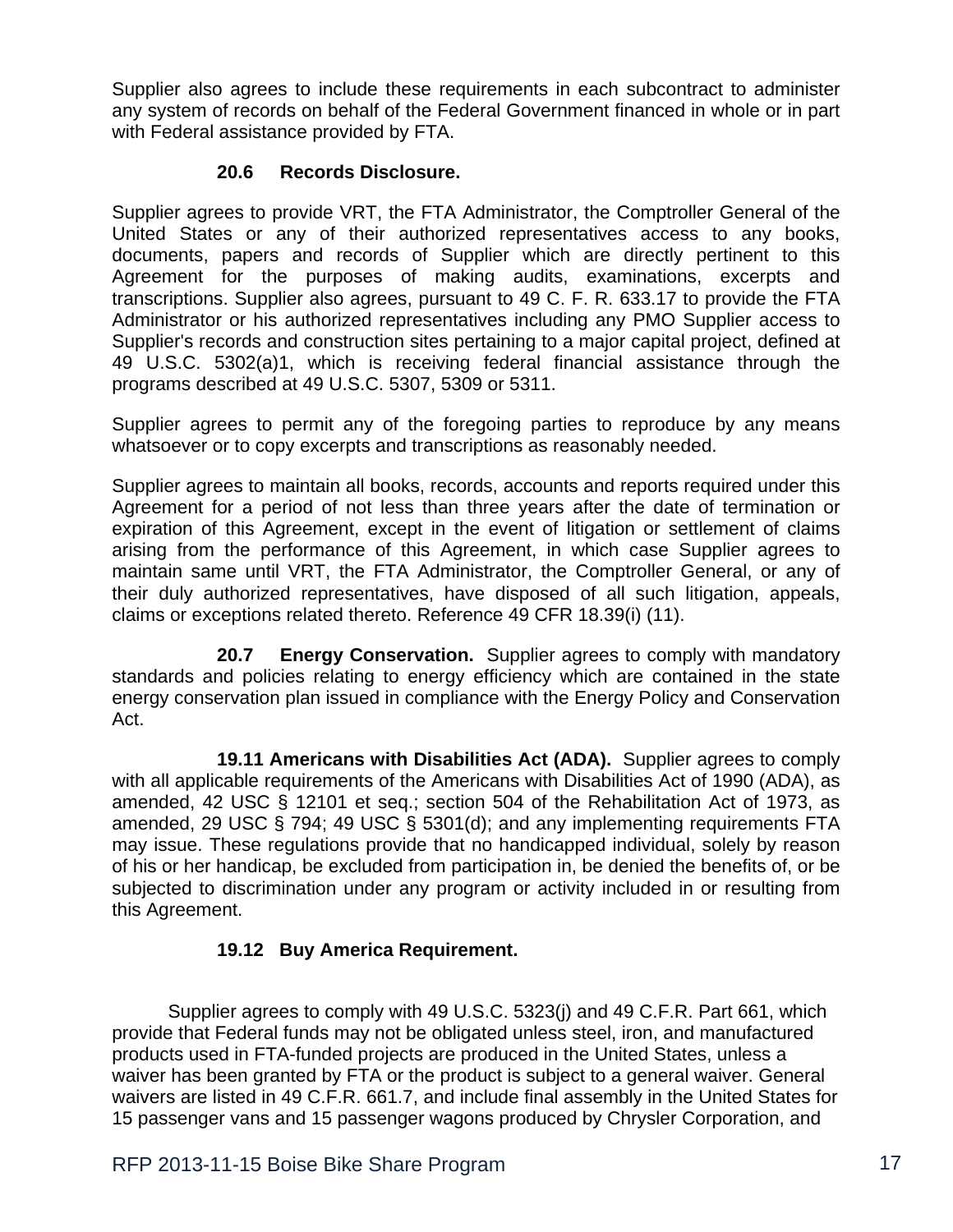Supplier also agrees to include these requirements in each subcontract to administer any system of records on behalf of the Federal Government financed in whole or in part with Federal assistance provided by FTA.

**20.6 Records Disclosure.**

Supplier agrees to provide VRT, the FTA Administrator, the Comptroller General of the United States or any of their authorized representatives access to any books, documents, papers and records of Supplier which are directly pertinent to this Agreement for the purposes of making audits, examinations, excerpts and transcriptions. Supplier also agrees, pursuant to 49 C. F. R. 633.17 to provide the FTA Administrator or his authorized representatives including any PMO Supplier access to Supplier's records and construction sites pertaining to a major capital project, defined at 49 U.S.C. 5302(a)1, which is receiving federal financial assistance through the programs described at 49 U.S.C. 5307, 5309 or 5311.

Supplier agrees to permit any of the foregoing parties to reproduce by any means whatsoever or to copy excerpts and transcriptions as reasonably needed.

Supplier agrees to maintain all books, records, accounts and reports required under this Agreement for a period of not less than three years after the date of termination or expiration of this Agreement, except in the event of litigation or settlement of claims arising from the performance of this Agreement, in which case Supplier agrees to maintain same until VRT, the FTA Administrator, the Comptroller General, or any of their duly authorized representatives, have disposed of all such litigation, appeals, claims or exceptions related thereto. Reference 49 CFR 18.39(i) (11).

**20.7 Energy Conservation.** Supplier agrees to comply with mandatory standards and policies relating to energy efficiency which are contained in the state energy conservation plan issued in compliance with the Energy Policy and Conservation Act.

**19.11 Americans with Disabilities Act (ADA).** Supplier agrees to comply with all applicable requirements of the Americans with Disabilities Act of 1990 (ADA), as amended, 42 USC § 12101 et seq.; section 504 of the Rehabilitation Act of 1973, as amended, 29 USC § 794; 49 USC § 5301(d); and any implementing requirements FTA may issue. These regulations provide that no handicapped individual, solely by reason of his or her handicap, be excluded from participation in, be denied the benefits of, or be subjected to discrimination under any program or activity included in or resulting from this Agreement.

**19.12 Buy America Requirement.**

Supplier agrees to comply with 49 U.S.C. 5323(j) and 49 C.F.R. Part 661, which provide that Federal funds may not be obligated unless steel, iron, and manufactured products used in FTA-funded projects are produced in the United States, unless a waiver has been granted by FTA or the product is subject to a general waiver. General waivers are listed in 49 C.F.R. 661.7, and include final assembly in the United States for 15 passenger vans and 15 passenger wagons produced by Chrysler Corporation, and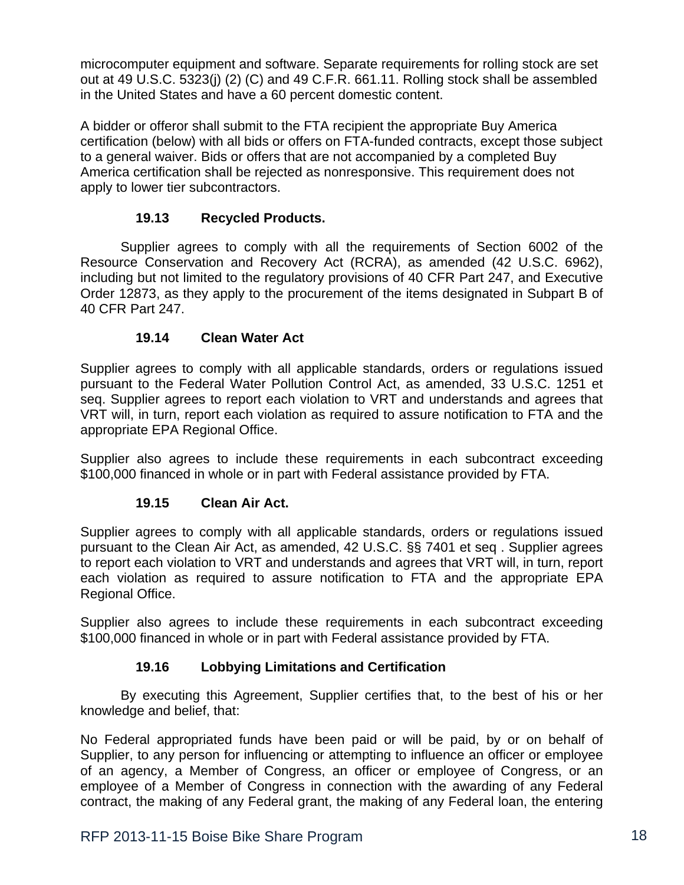microcomputer equipment and software. Separate requirements for rolling stock are set out at 49 U.S.C. 5323(j) (2) (C) and 49 C.F.R. 661.11. Rolling stock shall be assembled in the United States and have a 60 percent domestic content.

A bidder or offeror shall submit to the FTA recipient the appropriate Buy America certification (below) with all bids or offers on FTA-funded contracts, except those subject to a general waiver. Bids or offers that are not accompanied by a completed Buy America certification shall be rejected as nonresponsive. This requirement does not apply to lower tier subcontractors.

### 19.13 Recycled Products.

Supplier agrees to comply with all the requirements of Section 6002 of the Resource Conservation and Recovery Act (RCRA), as amended (42 U.S.C. 6962), including but not limited to the regulatory provisions of 40 CFR Part 247, and Executive Order 12873, as they apply to the procurement of the items designated in Subpart B of 40 CFR Part 247.

### 19.14 Clean Water Act

Supplier agrees to comply with all applicable standards, orders or regulations issued pursuant to the Federal Water Pollution Control Act, as amended, 33 U.S.C. 1251 et seq. Supplier agrees to report each violation to VRT and understands and agrees that VRT will, in turn, report each violation as required to assure notification to FTA and the appropriate EPA Regional Office.

Supplier also agrees to include these requirements in each subcontract exceeding $100,000 financed in whole or in part with Federal assistance provided by FTA.

### 19.15 Clean Air Act.

Supplier agrees to comply with all applicable standards, orders or regulations issued pursuant to the Clean Air Act, as amended, 42 U.S.C. §§ 7401 et seq . Supplier agrees to report each violation to VRT and understands and agrees that VRT will, in turn, report each violation as required to assure notification to FTA and the appropriate EPA Regional Office.

Supplier also agrees to include these requirements in each subcontract exceeding $100,000 financed in whole or in part with Federal assistance provided by FTA.

### 19.16 Lobbying Limitations and Certification

By executing this Agreement, Supplier certifies that, to the best of his or her knowledge and belief, that:

No Federal appropriated funds have been paid or will be paid, by or on behalf of Supplier, to any person for influencing or attempting to influence an officer or employee of an agency, a Member of Congress, an officer or employee of Congress, or an employee of a Member of Congress in connection with the awarding of any Federal contract, the making of any Federal grant, the making of any Federal loan, the entering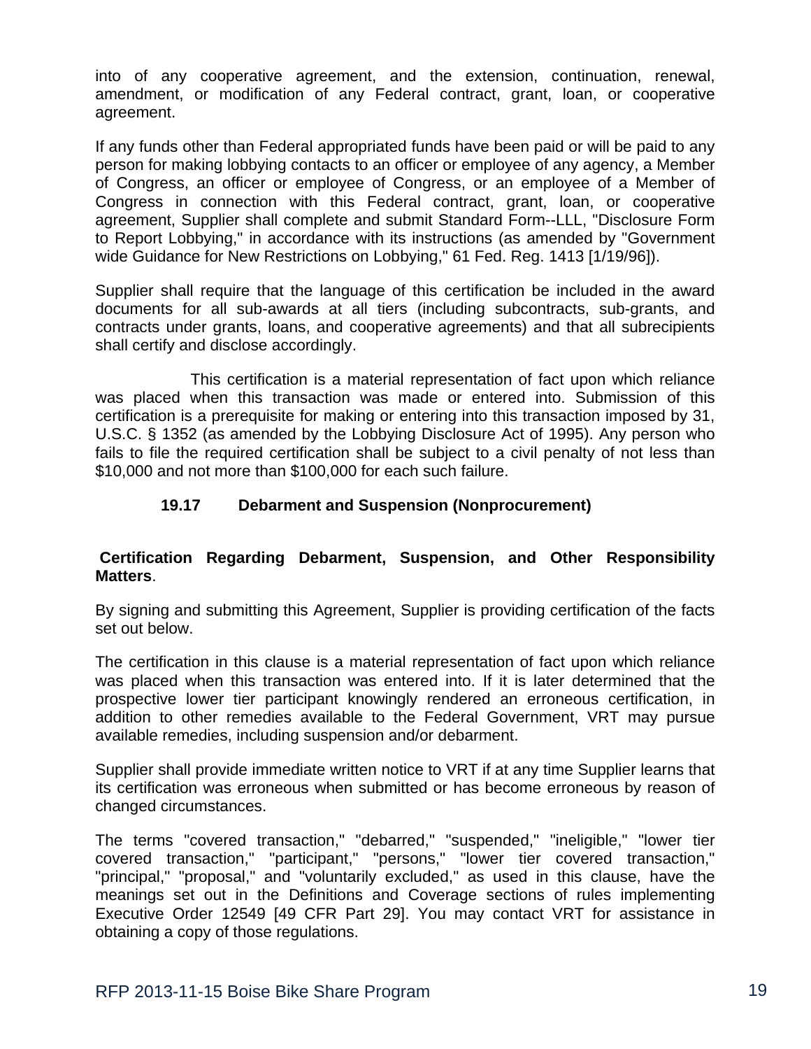into of any cooperative agreement, and the extension, continuation, renewal, amendment, or modification of any Federal contract, grant, loan, or cooperative agreement.

If any funds other than Federal appropriated funds have been paid or will be paid to any person for making lobbying contacts to an officer or employee of any agency, a Member of Congress, an officer or employee of Congress, or an employee of a Member of Congress in connection with this Federal contract, grant, loan, or cooperative agreement, Supplier shall complete and submit Standard Form--LLL, "Disclosure Form to Report Lobbying," in accordance with its instructions (as amended by "Government wide Guidance for New Restrictions on Lobbying," 61 Fed. Reg. 1413 [1/19/96]).

Supplier shall require that the language of this certification be included in the award documents for all sub-awards at all tiers (including subcontracts, sub-grants, and contracts under grants, loans, and cooperative agreements) and that all subrecipients shall certify and disclose accordingly.

This certification is a material representation of fact upon which reliance was placed when this transaction was made or entered into. Submission of this certification is a prerequisite for making or entering into this transaction imposed by 31, U.S.C. § 1352 (as amended by the Lobbying Disclosure Act of 1995). Any person who fails to file the required certification shall be subject to a civil penalty of not less than $10,000 and not more than $100,000 for each such failure.

### 19.17 Debarment and Suspension (Nonprocurement)

**Certification Regarding Debarment, Suspension, and Other Responsibility Matters**.

By signing and submitting this Agreement, Supplier is providing certification of the facts set out below.

The certification in this clause is a material representation of fact upon which reliance was placed when this transaction was entered into. If it is later determined that the prospective lower tier participant knowingly rendered an erroneous certification, in addition to other remedies available to the Federal Government, VRT may pursue available remedies, including suspension and/or debarment.

Supplier shall provide immediate written notice to VRT if at any time Supplier learns that its certification was erroneous when submitted or has become erroneous by reason of changed circumstances.

The terms "covered transaction," "debarred," "suspended," "ineligible," "lower tier covered transaction," "participant," "persons," "lower tier covered transaction," "principal," "proposal," and "voluntarily excluded," as used in this clause, have the meanings set out in the Definitions and Coverage sections of rules implementing Executive Order 12549 [49 CFR Part 29]. You may contact VRT for assistance in obtaining a copy of those regulations.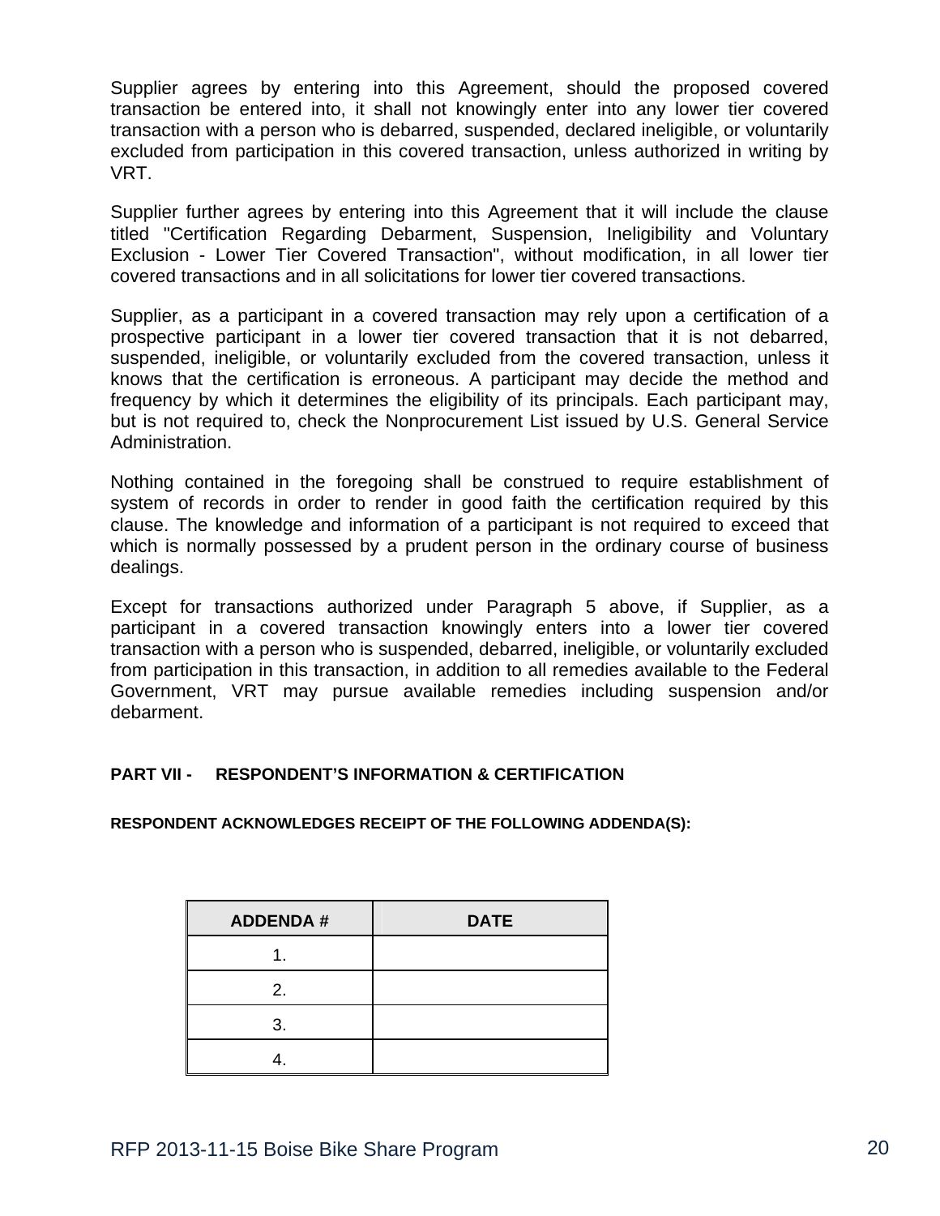Supplier agrees by entering into this Agreement, should the proposed covered transaction be entered into, it shall not knowingly enter into any lower tier covered transaction with a person who is debarred, suspended, declared ineligible, or voluntarily excluded from participation in this covered transaction, unless authorized in writing by VRT.

Supplier further agrees by entering into this Agreement that it will include the clause titled "Certification Regarding Debarment, Suspension, Ineligibility and Voluntary Exclusion - Lower Tier Covered Transaction", without modification, in all lower tier covered transactions and in all solicitations for lower tier covered transactions.

Supplier, as a participant in a covered transaction may rely upon a certification of a prospective participant in a lower tier covered transaction that it is not debarred, suspended, ineligible, or voluntarily excluded from the covered transaction, unless it knows that the certification is erroneous. A participant may decide the method and frequency by which it determines the eligibility of its principals. Each participant may, but is not required to, check the Nonprocurement List issued by U.S. General Service Administration.

Nothing contained in the foregoing shall be construed to require establishment of system of records in order to render in good faith the certification required by this clause. The knowledge and information of a participant is not required to exceed that which is normally possessed by a prudent person in the ordinary course of business dealings.

Except for transactions authorized under Paragraph 5 above, if Supplier, as a participant in a covered transaction knowingly enters into a lower tier covered transaction with a person who is suspended, debarred, ineligible, or voluntarily excluded from participation in this transaction, in addition to all remedies available to the Federal Government, VRT may pursue available remedies including suspension and/or debarment.

## PART VII - RESPONDENT'S INFORMATION & CERTIFICATION

**RESPONDENT ACKNOWLEDGES RECEIPT OF THE FOLLOWING ADDENDA(S):**

| ADDENDA # | DATE |
|---|---|
| 1. | |
| 2. | |
| 3. | |
| 4. | |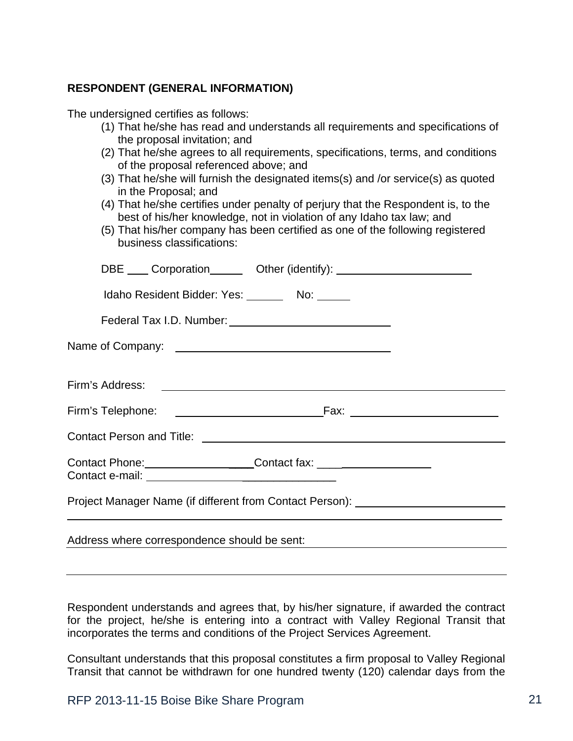**RESPONDENT (GENERAL INFORMATION)**

The undersigned certifies as follows:

(1) That he/she has read and understands all requirements and specifications of the proposal invitation; and
(2) That he/she agrees to all requirements, specifications, terms, and conditions of the proposal referenced above; and
(3) That he/she will furnish the designated items(s) and /or service(s) as quoted in the Proposal; and
(4) That he/she certifies under penalty of perjury that the Respondent is, to the best of his/her knowledge, not in violation of any Idaho tax law; and
(5) That his/her company has been certified as one of the following registered business classifications:

DBE ____ Corporation______ Other (identify): ______________________

Idaho Resident Bidder: Yes: ______ No: _____

Federal Tax I.D. Number: ___________________________

Name of Company: ___________________________________

Firm's Address: ___________________________________________________________

Firm's Telephone: ________________________ Fax: ________________________

Contact Person and Title: _______________________________________________

Contact Phone: ____________________ Contact fax: ___________________
Contact e-mail: ________________________________

Project Manager Name (if different from Contact Person): ________________________
_____________________________________________________________________

Address where correspondence should be sent: ______________________________

_____________________________________________________________________

Respondent understands and agrees that, by his/her signature, if awarded the contract for the project, he/she is entering into a contract with Valley Regional Transit that incorporates the terms and conditions of the Project Services Agreement.

Consultant understands that this proposal constitutes a firm proposal to Valley Regional Transit that cannot be withdrawn for one hundred twenty (120) calendar days from the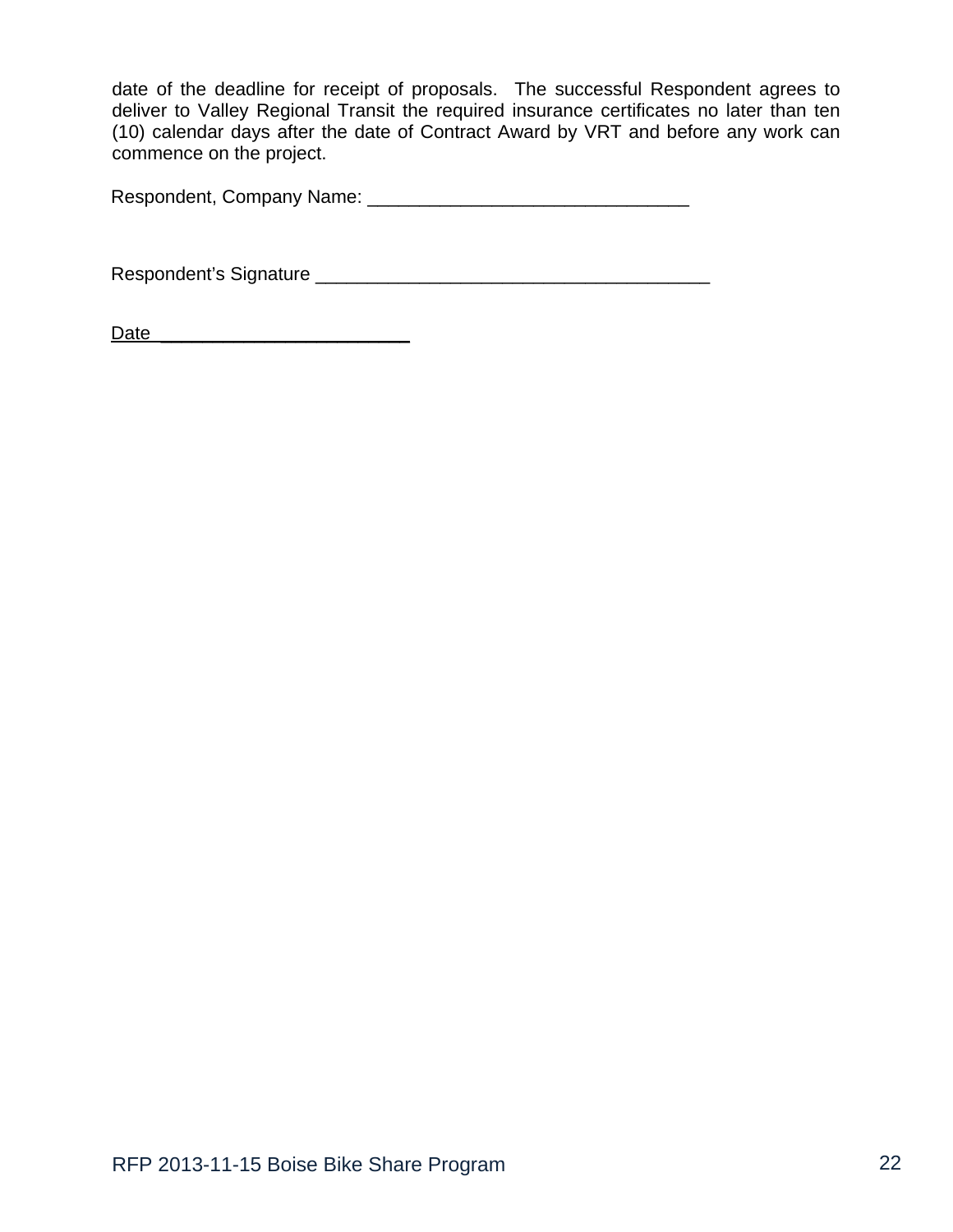date of the deadline for receipt of proposals. The successful Respondent agrees to deliver to Valley Regional Transit the required insurance certificates no later than ten (10) calendar days after the date of Contract Award by VRT and before any work can commence on the project.

Respondent, Company Name: _______________________________

Respondent's Signature ______________________________________

Date_________________________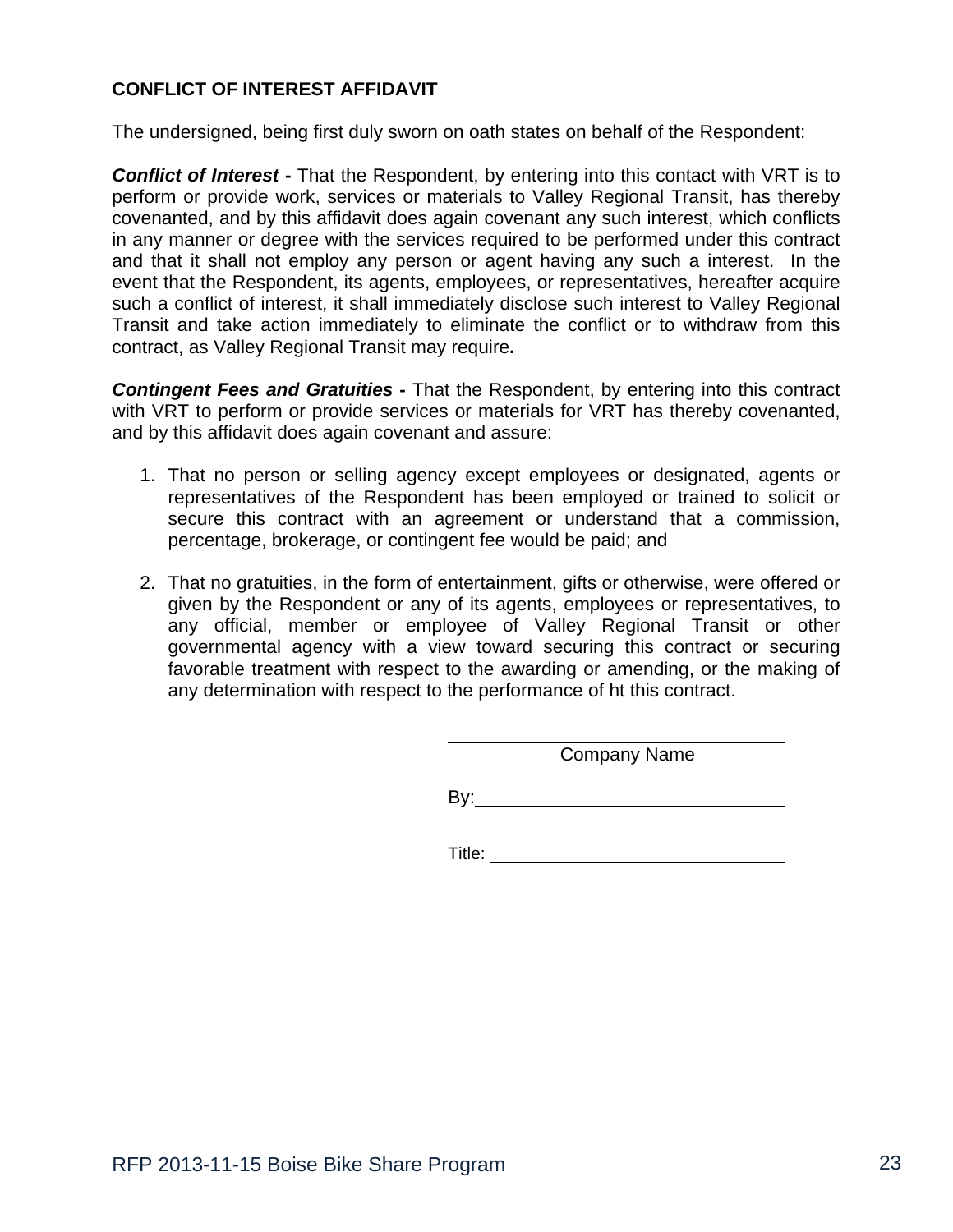**CONFLICT OF INTEREST AFFIDAVIT**

The undersigned, being first duly sworn on oath states on behalf of the Respondent:

***Conflict of Interest*** **-** That the Respondent, by entering into this contact with VRT is to perform or provide work, services or materials to Valley Regional Transit, has thereby covenanted, and by this affidavit does again covenant any such interest, which conflicts in any manner or degree with the services required to be performed under this contract and that it shall not employ any person or agent having any such a interest. In the event that the Respondent, its agents, employees, or representatives, hereafter acquire such a conflict of interest, it shall immediately disclose such interest to Valley Regional Transit and take action immediately to eliminate the conflict or to withdraw from this contract, as Valley Regional Transit may require**.**

***Contingent Fees and Gratuities*** **-** That the Respondent, by entering into this contract with VRT to perform or provide services or materials for VRT has thereby covenanted, and by this affidavit does again covenant and assure:

1. That no person or selling agency except employees or designated, agents or representatives of the Respondent has been employed or trained to solicit or secure this contract with an agreement or understand that a commission, percentage, brokerage, or contingent fee would be paid; and

2. That no gratuities, in the form of entertainment, gifts or otherwise, were offered or given by the Respondent or any of its agents, employees or representatives, to any official, member or employee of Valley Regional Transit or other governmental agency with a view toward securing this contract or securing favorable treatment with respect to the awarding or amending, or the making of any determination with respect to the performance of ht this contract.

______________________________
Company Name

By: ______________________________

Title: ______________________________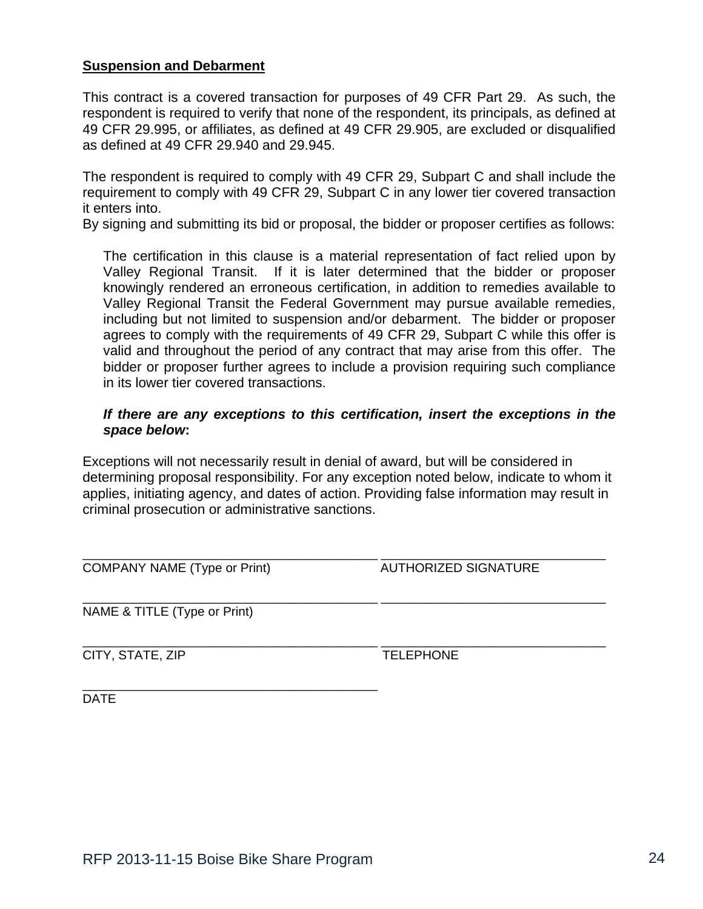**Suspension and Debarment**

This contract is a covered transaction for purposes of 49 CFR Part 29. As such, the respondent is required to verify that none of the respondent, its principals, as defined at 49 CFR 29.995, or affiliates, as defined at 49 CFR 29.905, are excluded or disqualified as defined at 49 CFR 29.940 and 29.945.

The respondent is required to comply with 49 CFR 29, Subpart C and shall include the requirement to comply with 49 CFR 29, Subpart C in any lower tier covered transaction it enters into.
By signing and submitting its bid or proposal, the bidder or proposer certifies as follows:

> The certification in this clause is a material representation of fact relied upon by Valley Regional Transit. If it is later determined that the bidder or proposer knowingly rendered an erroneous certification, in addition to remedies available to Valley Regional Transit the Federal Government may pursue available remedies, including but not limited to suspension and/or debarment. The bidder or proposer agrees to comply with the requirements of 49 CFR 29, Subpart C while this offer is valid and throughout the period of any contract that may arise from this offer. The bidder or proposer further agrees to include a provision requiring such compliance in its lower tier covered transactions.
>
> ***If there are any exceptions to this certification, insert the exceptions in the space below*:**

Exceptions will not necessarily result in denial of award, but will be considered in determining proposal responsibility. For any exception noted below, indicate to whom it applies, initiating agency, and dates of action. Providing false information may result in criminal prosecution or administrative sanctions.

| | |
|---|---|
| ______________________________ | ______________________________ |
| COMPANY NAME (Type or Print) | AUTHORIZED SIGNATURE |
| ______________________________ | ______________________________ |
| NAME & TITLE (Type or Print) | |
| ______________________________ | ______________________________ |
| CITY, STATE, ZIP | TELEPHONE |
| ______________________________ | |
| DATE | |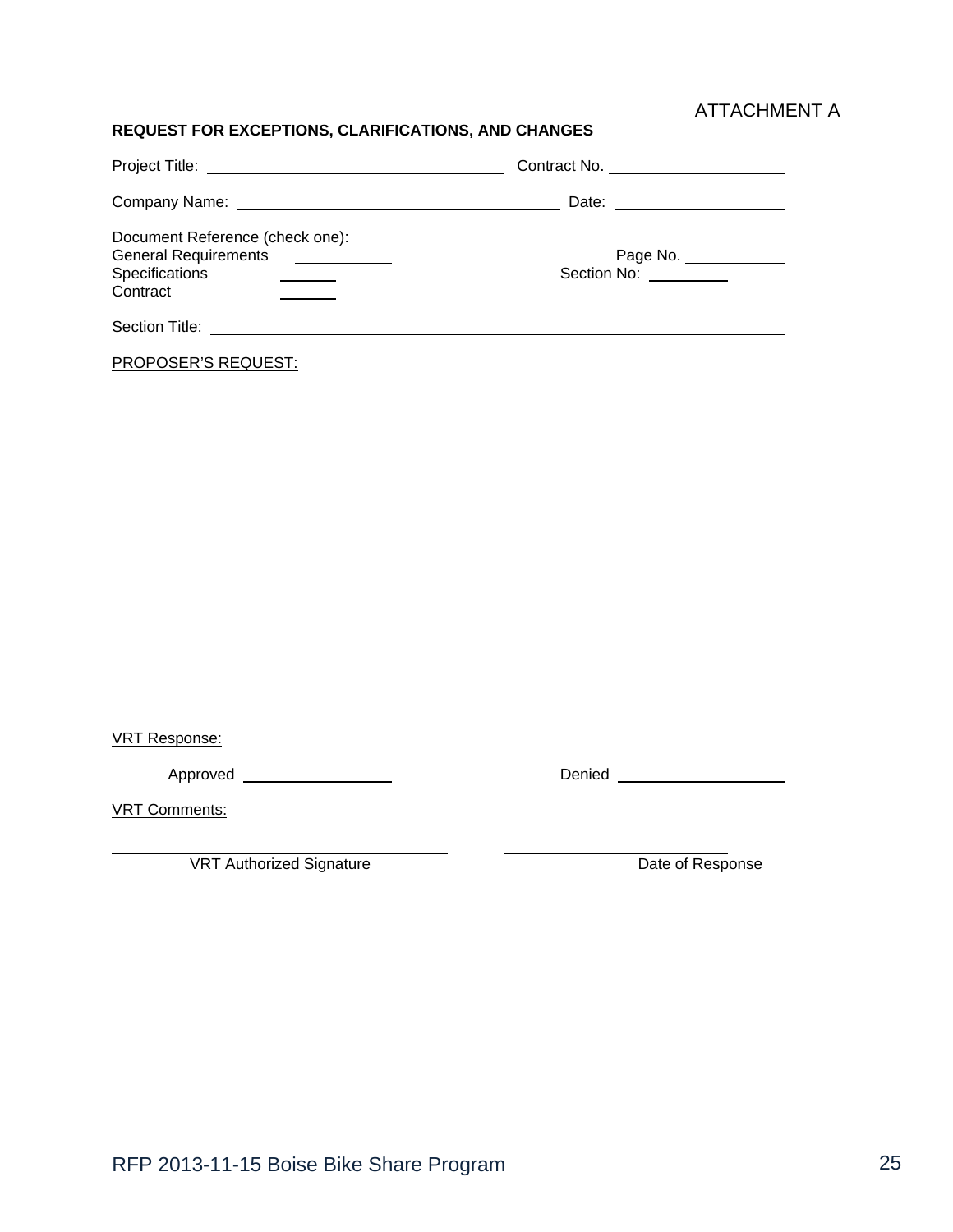ATTACHMENT A

**REQUEST FOR EXCEPTIONS, CLARIFICATIONS, AND CHANGES**

Project Title: ______________________________ Contract No. __________________

Company Name: ________________________________ Date: ___________________

Document Reference (check one):
General Requirements __________
Specifications ______
Contract ______

Page No. __________
Section No: ________

Section Title: ____________________________________________________________

PROPOSER'S REQUEST:

VRT Response:

Approved ________________ Denied __________________

VRT Comments:

_______________________________ _______________________
VRT Authorized Signature Date of Response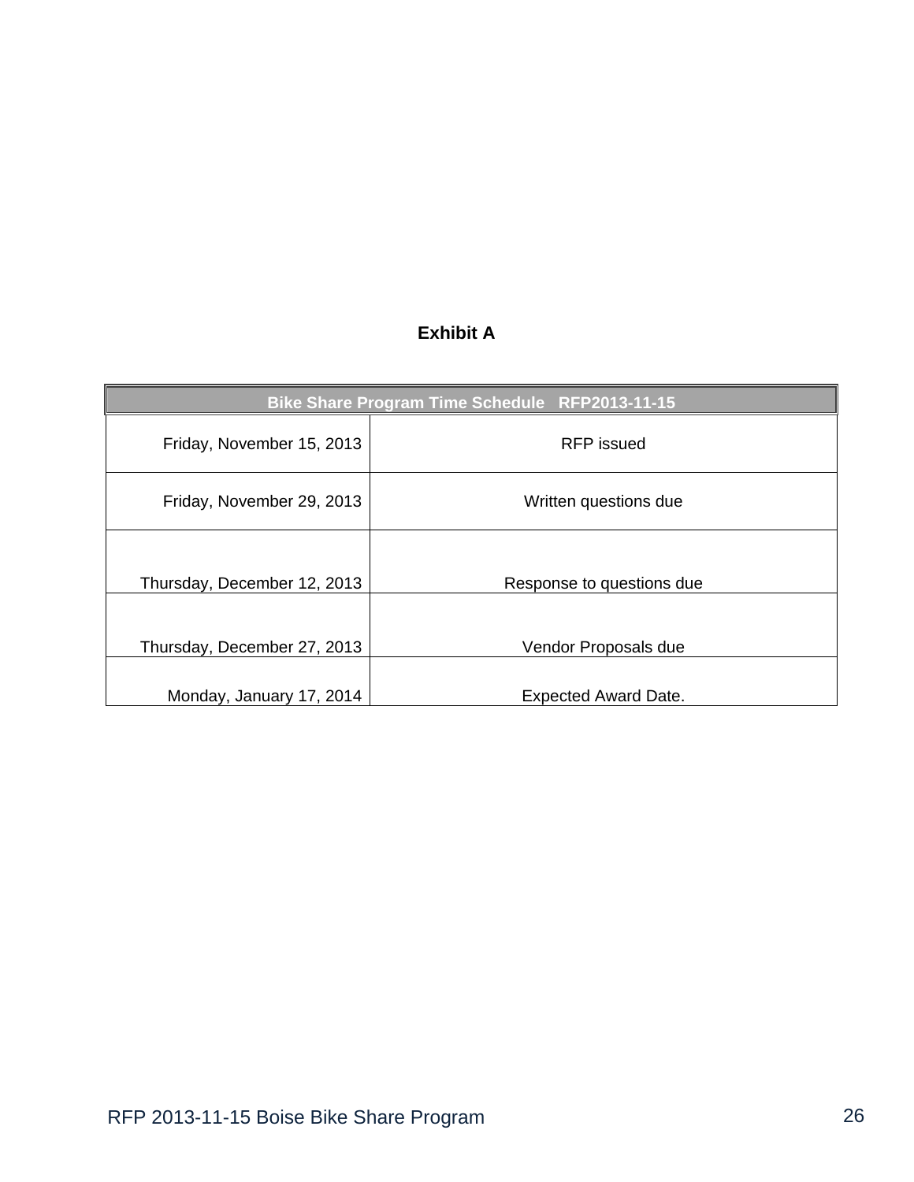**Exhibit A**

| Bike Share Program Time Schedule   RFP2013-11-15 | |
|---|---|
| Friday, November 15, 2013 | RFP issued |
| Friday, November 29, 2013 | Written questions due |
| Thursday, December 12, 2013 | Response to questions due |
| Thursday, December 27, 2013 | Vendor Proposals due |
| Monday, January 17, 2014 | Expected Award Date. |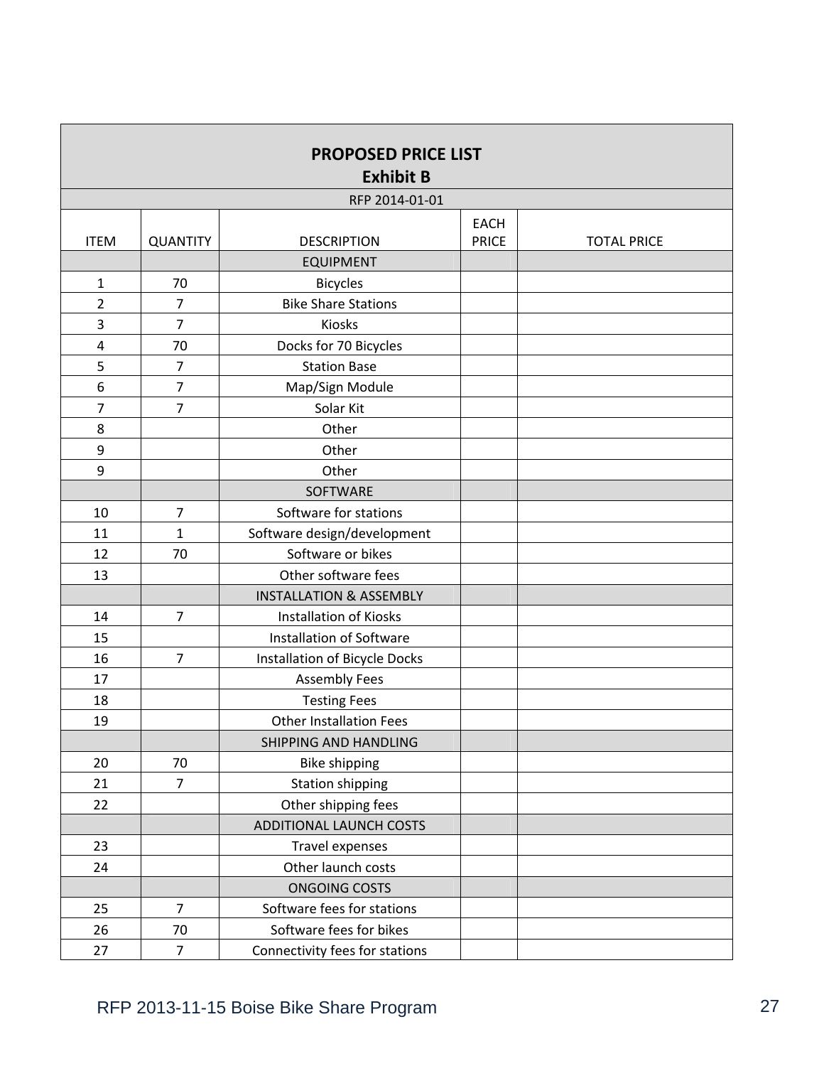## PROPOSED PRICE LIST
## Exhibit B

RFP 2014-01-01

| ITEM | QUANTITY | DESCRIPTION | EACH PRICE | TOTAL PRICE |
|---|---|---|---|---|
| | | EQUIPMENT | | |
| 1 | 70 | Bicycles | | |
| 2 | 7 | Bike Share Stations | | |
| 3 | 7 | Kiosks | | |
| 4 | 70 | Docks for 70 Bicycles | | |
| 5 | 7 | Station Base | | |
| 6 | 7 | Map/Sign Module | | |
| 7 | 7 | Solar Kit | | |
| 8 | | Other | | |
| 9 | | Other | | |
| 9 | | Other | | |
| | | SOFTWARE | | |
| 10 | 7 | Software for stations | | |
| 11 | 1 | Software design/development | | |
| 12 | 70 | Software or bikes | | |
| 13 | | Other software fees | | |
| | | INSTALLATION & ASSEMBLY | | |
| 14 | 7 | Installation of Kiosks | | |
| 15 | | Installation of Software | | |
| 16 | 7 | Installation of Bicycle Docks | | |
| 17 | | Assembly Fees | | |
| 18 | | Testing Fees | | |
| 19 | | Other Installation Fees | | |
| | | SHIPPING AND HANDLING | | |
| 20 | 70 | Bike shipping | | |
| 21 | 7 | Station shipping | | |
| 22 | | Other shipping fees | | |
| | | ADDITIONAL LAUNCH COSTS | | |
| 23 | | Travel expenses | | |
| 24 | | Other launch costs | | |
| | | ONGOING COSTS | | |
| 25 | 7 | Software fees for stations | | |
| 26 | 70 | Software fees for bikes | | |
| 27 | 7 | Connectivity fees for stations | | |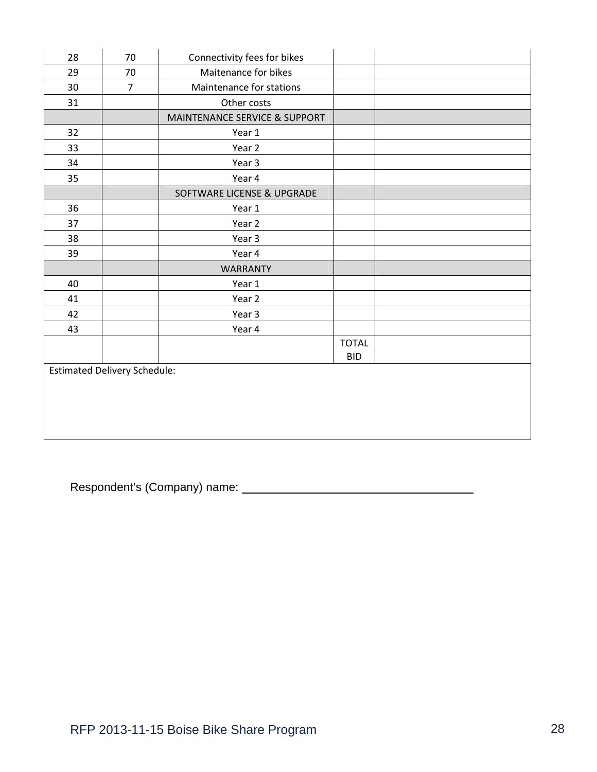| | | | | |
|---|---|---|---|---|
| 28 | 70 | Connectivity fees for bikes | | |
| 29 | 70 | Maitenance for bikes | | |
| 30 | 7 | Maintenance for stations | | |
| 31 | | Other costs | | |
| | | MAINTENANCE SERVICE & SUPPORT | | |
| 32 | | Year 1 | | |
| 33 | | Year 2 | | |
| 34 | | Year 3 | | |
| 35 | | Year 4 | | |
| | | SOFTWARE LICENSE & UPGRADE | | |
| 36 | | Year 1 | | |
| 37 | | Year 2 | | |
| 38 | | Year 3 | | |
| 39 | | Year 4 | | |
| | | WARRANTY | | |
| 40 | | Year 1 | | |
| 41 | | Year 2 | | |
| 42 | | Year 3 | | |
| 43 | | Year 4 | | |
| | | | TOTAL BID | |
| Estimated Delivery Schedule: | | | | |

Respondent's (Company) name: ____________________________________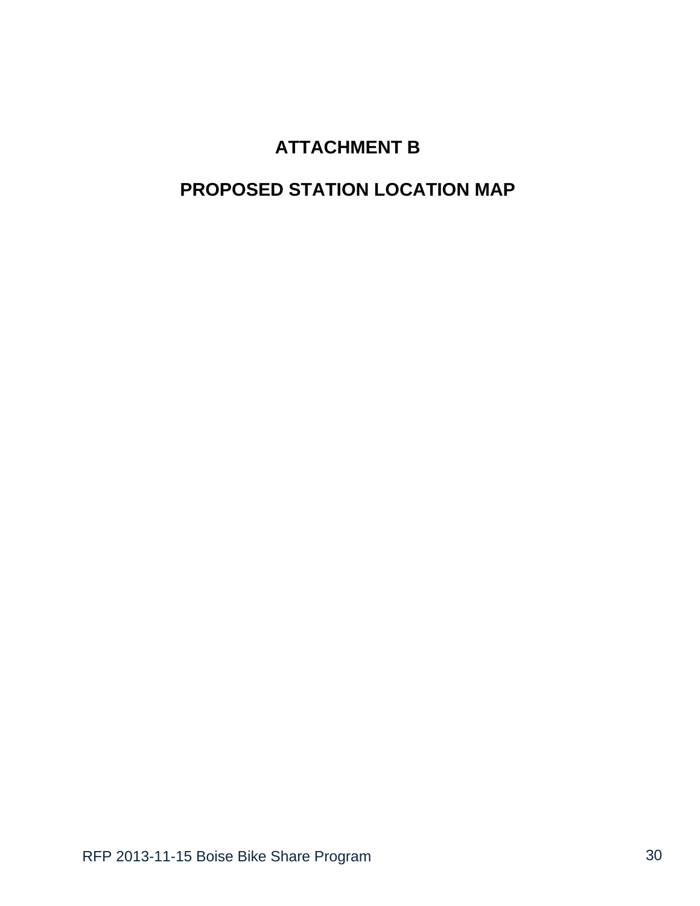# ATTACHMENT B

# PROPOSED STATION LOCATION MAP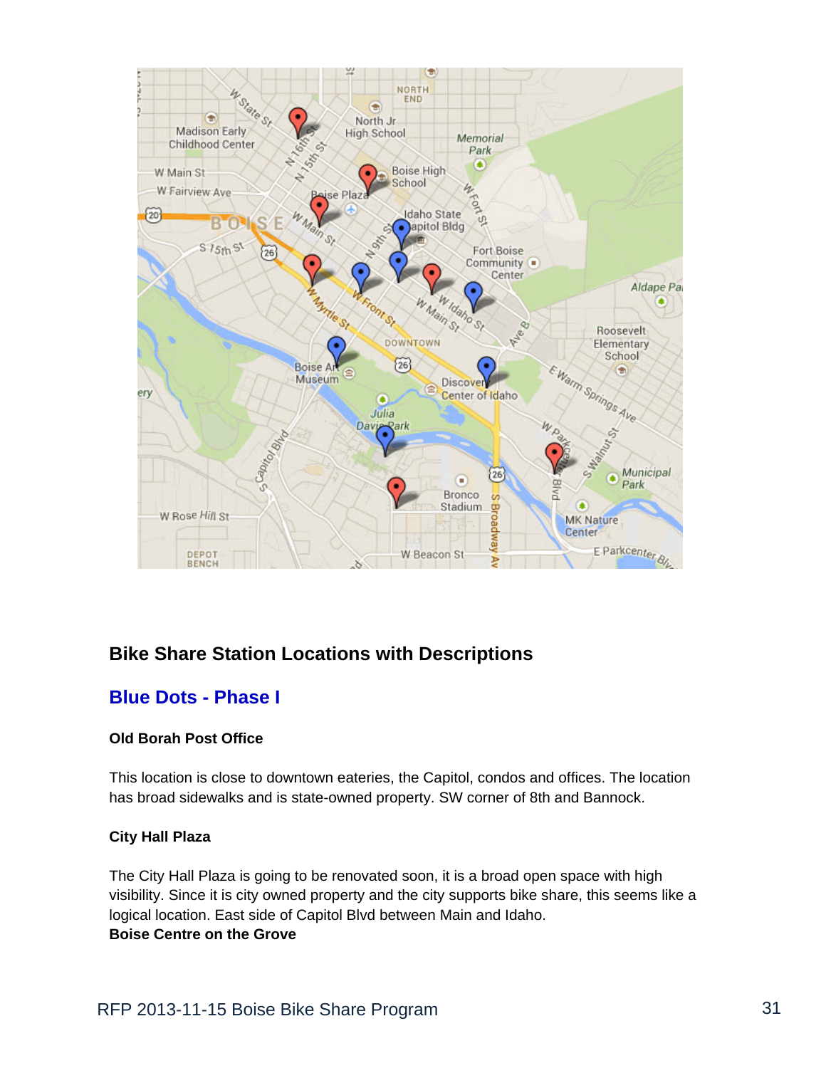## Bike Share Station Locations with Descriptions

### Blue Dots - Phase I

**Old Borah Post Office**

This location is close to downtown eateries, the Capitol, condos and offices. The location has broad sidewalks and is state-owned property. SW corner of 8th and Bannock.

**City Hall Plaza**

The City Hall Plaza is going to be renovated soon, it is a broad open space with high visibility. Since it is city owned property and the city supports bike share, this seems like a logical location. East side of Capitol Blvd between Main and Idaho.

**Boise Centre on the Grove**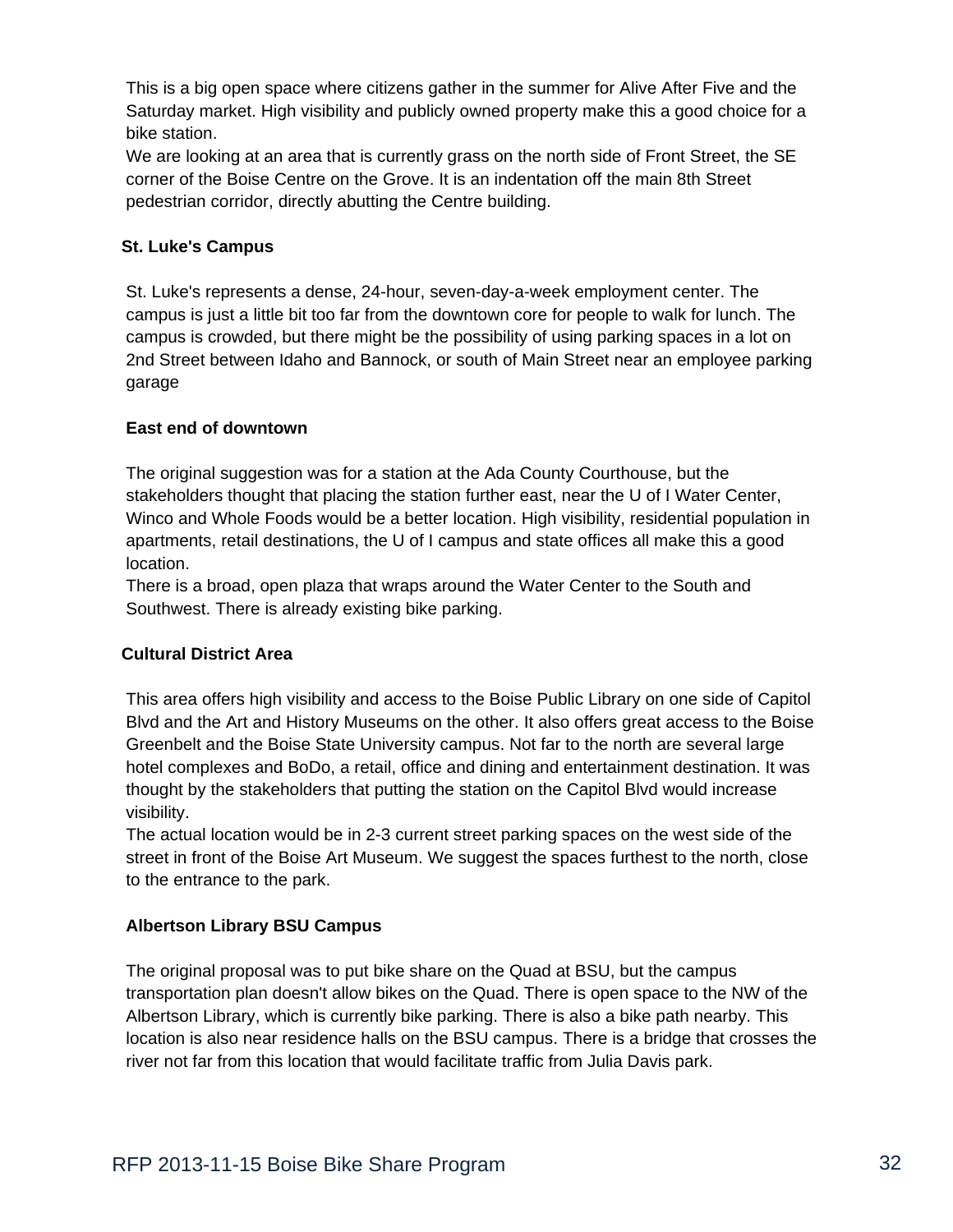This is a big open space where citizens gather in the summer for Alive After Five and the Saturday market. High visibility and publicly owned property make this a good choice for a bike station.
We are looking at an area that is currently grass on the north side of Front Street, the SE corner of the Boise Centre on the Grove. It is an indentation off the main 8th Street pedestrian corridor, directly abutting the Centre building.

**St. Luke's Campus**

St. Luke's represents a dense, 24-hour, seven-day-a-week employment center. The campus is just a little bit too far from the downtown core for people to walk for lunch. The campus is crowded, but there might be the possibility of using parking spaces in a lot on 2nd Street between Idaho and Bannock, or south of Main Street near an employee parking garage

**East end of downtown**

The original suggestion was for a station at the Ada County Courthouse, but the stakeholders thought that placing the station further east, near the U of I Water Center, Winco and Whole Foods would be a better location. High visibility, residential population in apartments, retail destinations, the U of I campus and state offices all make this a good location.
There is a broad, open plaza that wraps around the Water Center to the South and Southwest. There is already existing bike parking.

**Cultural District Area**

This area offers high visibility and access to the Boise Public Library on one side of Capitol Blvd and the Art and History Museums on the other. It also offers great access to the Boise Greenbelt and the Boise State University campus. Not far to the north are several large hotel complexes and BoDo, a retail, office and dining and entertainment destination. It was thought by the stakeholders that putting the station on the Capitol Blvd would increase visibility.
The actual location would be in 2-3 current street parking spaces on the west side of the street in front of the Boise Art Museum. We suggest the spaces furthest to the north, close to the entrance to the park.

**Albertson Library BSU Campus**

The original proposal was to put bike share on the Quad at BSU, but the campus transportation plan doesn't allow bikes on the Quad. There is open space to the NW of the Albertson Library, which is currently bike parking. There is also a bike path nearby. This location is also near residence halls on the BSU campus. There is a bridge that crosses the river not far from this location that would facilitate traffic from Julia Davis park.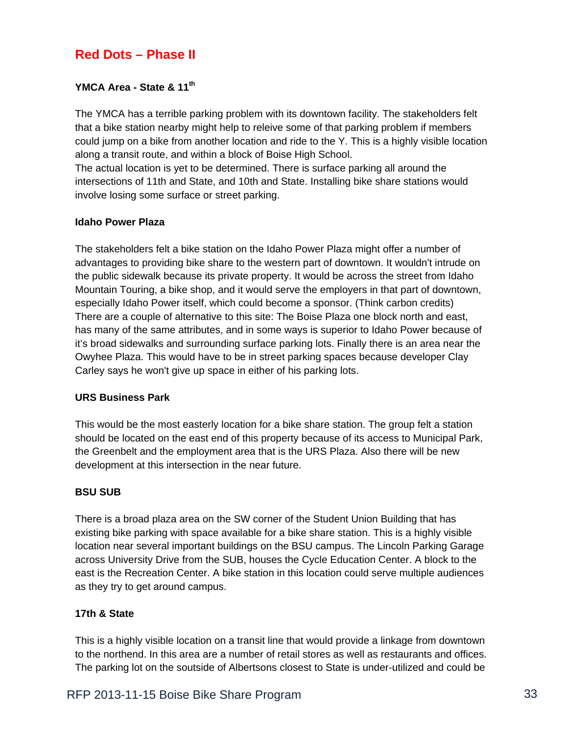## Red Dots – Phase II

### YMCA Area - State & 11th

The YMCA has a terrible parking problem with its downtown facility. The stakeholders felt that a bike station nearby might help to releive some of that parking problem if members could jump on a bike from another location and ride to the Y. This is a highly visible location along a transit route, and within a block of Boise High School.
The actual location is yet to be determined. There is surface parking all around the intersections of 11th and State, and 10th and State. Installing bike share stations would involve losing some surface or street parking.

### Idaho Power Plaza

The stakeholders felt a bike station on the Idaho Power Plaza might offer a number of advantages to providing bike share to the western part of downtown. It wouldn't intrude on the public sidewalk because its private property. It would be across the street from Idaho Mountain Touring, a bike shop, and it would serve the employers in that part of downtown, especially Idaho Power itself, which could become a sponsor. (Think carbon credits)
There are a couple of alternative to this site: The Boise Plaza one block north and east, has many of the same attributes, and in some ways is superior to Idaho Power because of it's broad sidewalks and surrounding surface parking lots. Finally there is an area near the Owyhee Plaza. This would have to be in street parking spaces because developer Clay Carley says he won't give up space in either of his parking lots.

### URS Business Park

This would be the most easterly location for a bike share station. The group felt a station should be located on the east end of this property because of its access to Municipal Park, the Greenbelt and the employment area that is the URS Plaza. Also there will be new development at this intersection in the near future.

### BSU SUB

There is a broad plaza area on the SW corner of the Student Union Building that has existing bike parking with space available for a bike share station. This is a highly visible location near several important buildings on the BSU campus. The Lincoln Parking Garage across University Drive from the SUB, houses the Cycle Education Center. A block to the east is the Recreation Center. A bike station in this location could serve multiple audiences as they try to get around campus.

### 17th & State

This is a highly visible location on a transit line that would provide a linkage from downtown to the northend. In this area are a number of retail stores as well as restaurants and offices. The parking lot on the soutside of Albertsons closest to State is under-utilized and could be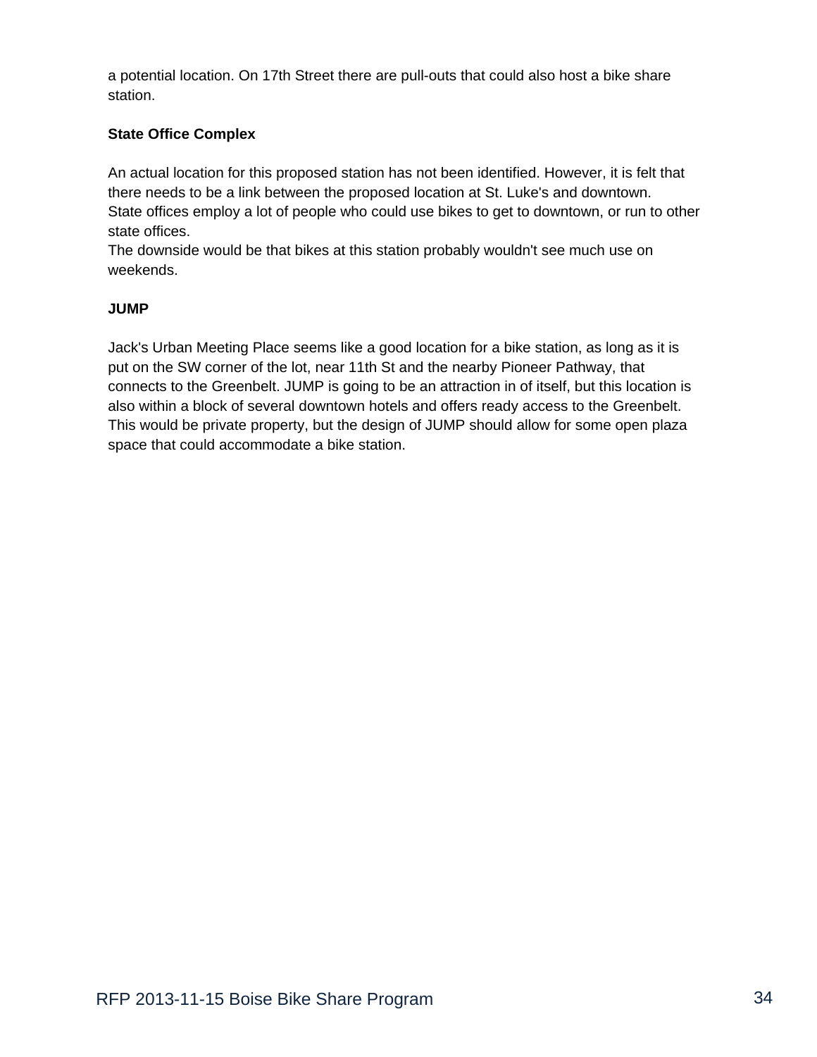a potential location. On 17th Street there are pull-outs that could also host a bike share station.

**State Office Complex**

An actual location for this proposed station has not been identified. However, it is felt that there needs to be a link between the proposed location at St. Luke's and downtown.
State offices employ a lot of people who could use bikes to get to downtown, or run to other state offices.
The downside would be that bikes at this station probably wouldn't see much use on weekends.

**JUMP**

Jack's Urban Meeting Place seems like a good location for a bike station, as long as it is put on the SW corner of the lot, near 11th St and the nearby Pioneer Pathway, that connects to the Greenbelt. JUMP is going to be an attraction in of itself, but this location is also within a block of several downtown hotels and offers ready access to the Greenbelt. This would be private property, but the design of JUMP should allow for some open plaza space that could accommodate a bike station.